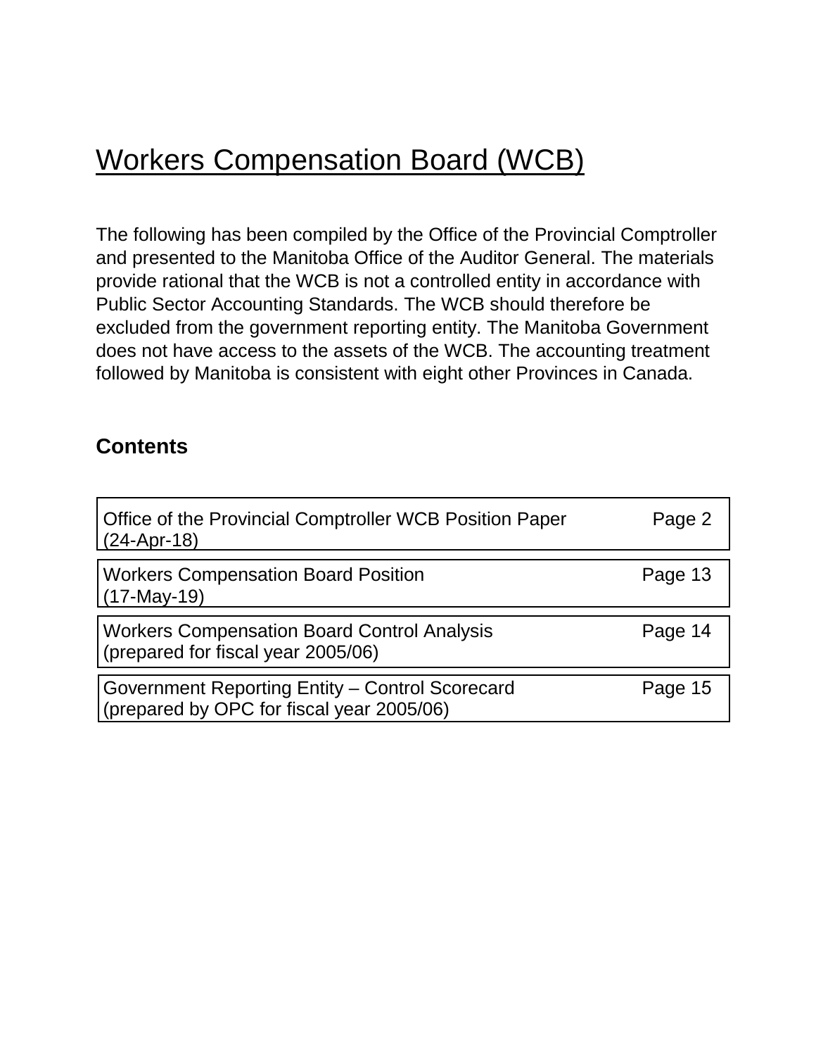# Workers Compensation Board (WCB)

The following has been compiled by the Office of the Provincial Comptroller and presented to the Manitoba Office of the Auditor General. The materials provide rational that the WCB is not a controlled entity in accordance with Public Sector Accounting Standards. The WCB should therefore be excluded from the government reporting entity. The Manitoba Government does not have access to the assets of the WCB. The accounting treatment followed by Manitoba is consistent with eight other Provinces in Canada.

## Contents

| Document | Page |
|---|---|
| Office of the Provincial Comptroller WCB Position Paper (24-Apr-18) | Page 2 |
| Workers Compensation Board Position (17-May-19) | Page 13 |
| Workers Compensation Board Control Analysis (prepared for fiscal year 2005/06) | Page 14 |
| Government Reporting Entity – Control Scorecard (prepared by OPC for fiscal year 2005/06) | Page 15 |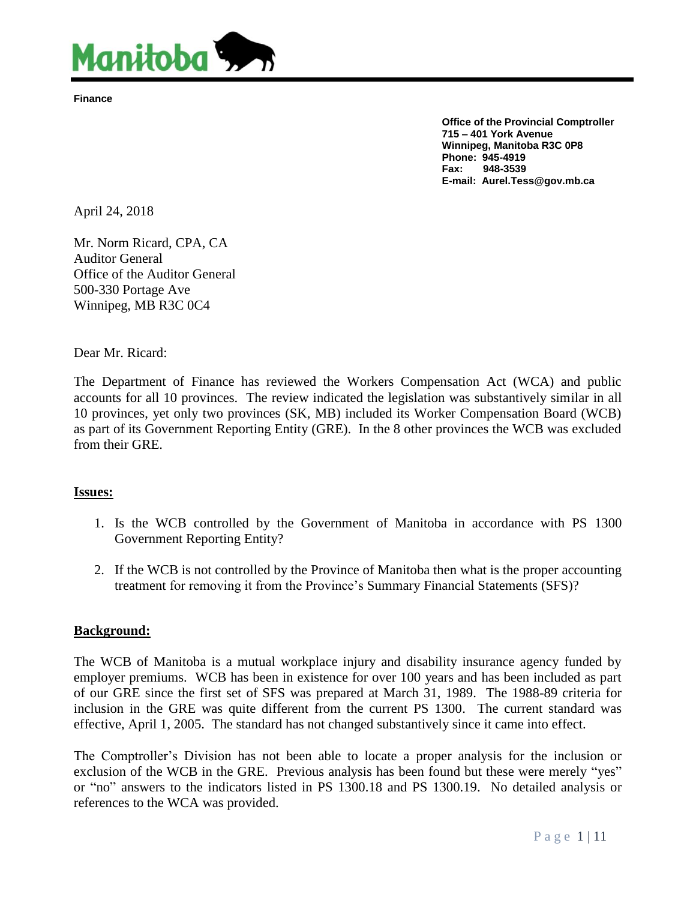Finance

**Office of the Provincial Comptroller**
**715 – 401 York Avenue**
**Winnipeg, Manitoba R3C 0P8**
**Phone: 945-4919**
**Fax: 948-3539**
**E-mail: Aurel.Tess@gov.mb.ca**

April 24, 2018

Mr. Norm Ricard, CPA, CA
Auditor General
Office of the Auditor General
500-330 Portage Ave
Winnipeg, MB R3C 0C4

Dear Mr. Ricard:

The Department of Finance has reviewed the Workers Compensation Act (WCA) and public accounts for all 10 provinces. The review indicated the legislation was substantively similar in all 10 provinces, yet only two provinces (SK, MB) included its Worker Compensation Board (WCB) as part of its Government Reporting Entity (GRE). In the 8 other provinces the WCB was excluded from their GRE.

## Issues:

1. Is the WCB controlled by the Government of Manitoba in accordance with PS 1300 Government Reporting Entity?
2. If the WCB is not controlled by the Province of Manitoba then what is the proper accounting treatment for removing it from the Province's Summary Financial Statements (SFS)?

## Background:

The WCB of Manitoba is a mutual workplace injury and disability insurance agency funded by employer premiums. WCB has been in existence for over 100 years and has been included as part of our GRE since the first set of SFS was prepared at March 31, 1989. The 1988-89 criteria for inclusion in the GRE was quite different from the current PS 1300. The current standard was effective, April 1, 2005. The standard has not changed substantively since it came into effect.

The Comptroller's Division has not been able to locate a proper analysis for the inclusion or exclusion of the WCB in the GRE. Previous analysis has been found but these were merely "yes" or "no" answers to the indicators listed in PS 1300.18 and PS 1300.19. No detailed analysis or references to the WCA was provided.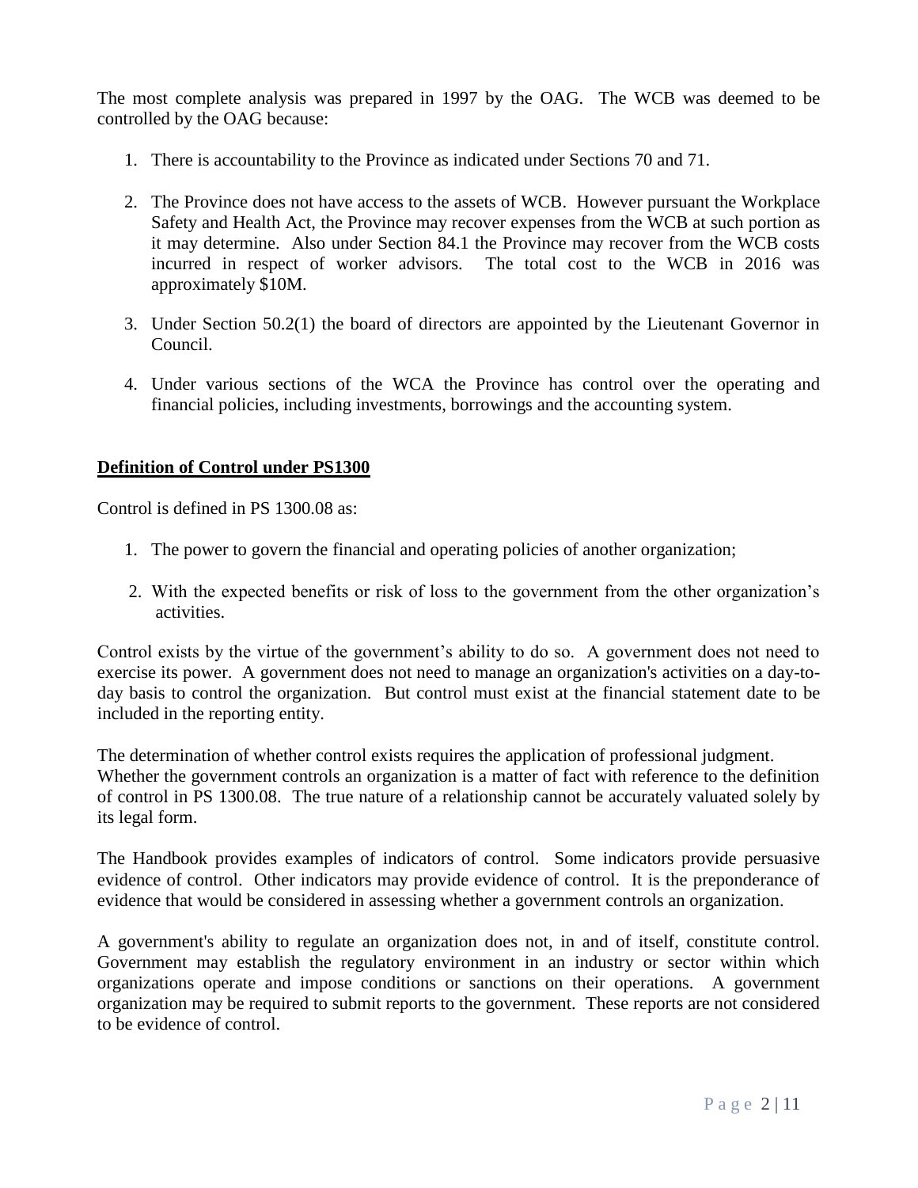The most complete analysis was prepared in 1997 by the OAG. The WCB was deemed to be controlled by the OAG because:

1. There is accountability to the Province as indicated under Sections 70 and 71.

2. The Province does not have access to the assets of WCB. However pursuant the Workplace Safety and Health Act, the Province may recover expenses from the WCB at such portion as it may determine. Also under Section 84.1 the Province may recover from the WCB costs incurred in respect of worker advisors. The total cost to the WCB in 2016 was approximately $10M.

3. Under Section 50.2(1) the board of directors are appointed by the Lieutenant Governor in Council.

4. Under various sections of the WCA the Province has control over the operating and financial policies, including investments, borrowings and the accounting system.

## **Definition of Control under PS1300**

Control is defined in PS 1300.08 as:

1. The power to govern the financial and operating policies of another organization;

2. With the expected benefits or risk of loss to the government from the other organization's activities.

Control exists by the virtue of the government's ability to do so. A government does not need to exercise its power. A government does not need to manage an organization's activities on a day-to-day basis to control the organization. But control must exist at the financial statement date to be included in the reporting entity.

The determination of whether control exists requires the application of professional judgment. Whether the government controls an organization is a matter of fact with reference to the definition of control in PS 1300.08. The true nature of a relationship cannot be accurately valuated solely by its legal form.

The Handbook provides examples of indicators of control. Some indicators provide persuasive evidence of control. Other indicators may provide evidence of control. It is the preponderance of evidence that would be considered in assessing whether a government controls an organization.

A government's ability to regulate an organization does not, in and of itself, constitute control. Government may establish the regulatory environment in an industry or sector within which organizations operate and impose conditions or sanctions on their operations. A government organization may be required to submit reports to the government. These reports are not considered to be evidence of control.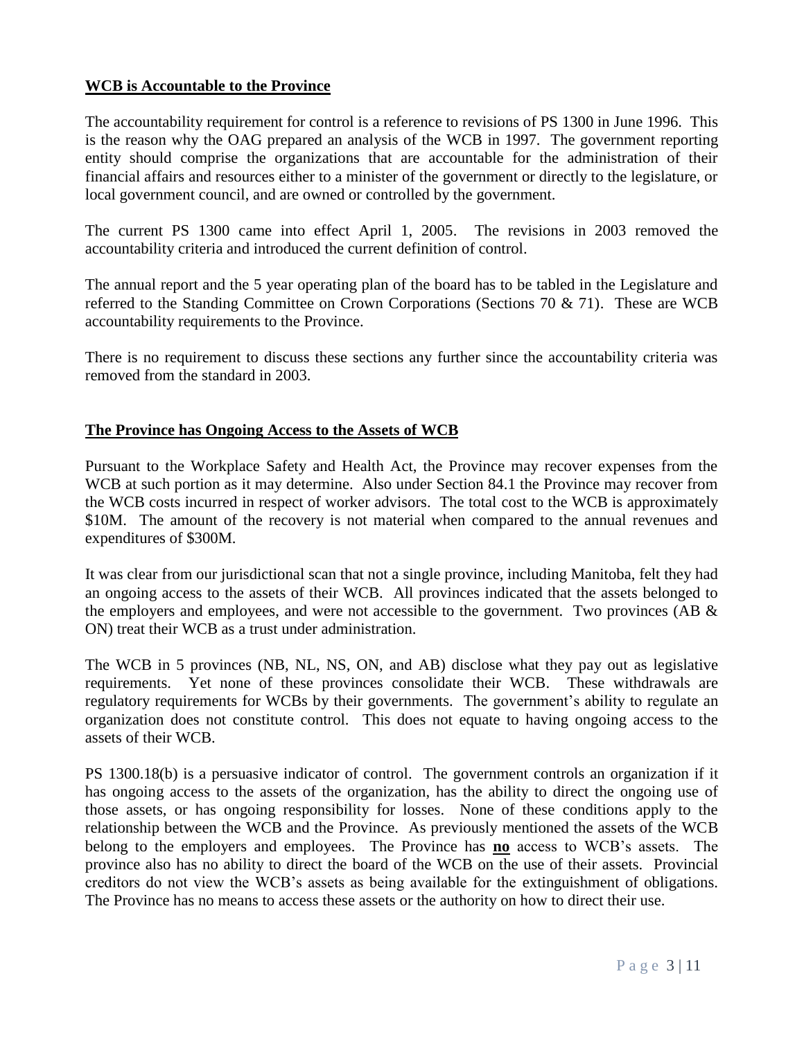## **WCB is Accountable to the Province**

The accountability requirement for control is a reference to revisions of PS 1300 in June 1996. This is the reason why the OAG prepared an analysis of the WCB in 1997. The government reporting entity should comprise the organizations that are accountable for the administration of their financial affairs and resources either to a minister of the government or directly to the legislature, or local government council, and are owned or controlled by the government.

The current PS 1300 came into effect April 1, 2005. The revisions in 2003 removed the accountability criteria and introduced the current definition of control.

The annual report and the 5 year operating plan of the board has to be tabled in the Legislature and referred to the Standing Committee on Crown Corporations (Sections 70 & 71). These are WCB accountability requirements to the Province.

There is no requirement to discuss these sections any further since the accountability criteria was removed from the standard in 2003.

## **The Province has Ongoing Access to the Assets of WCB**

Pursuant to the Workplace Safety and Health Act, the Province may recover expenses from the WCB at such portion as it may determine. Also under Section 84.1 the Province may recover from the WCB costs incurred in respect of worker advisors. The total cost to the WCB is approximately \$10M. The amount of the recovery is not material when compared to the annual revenues and expenditures of \$300M.

It was clear from our jurisdictional scan that not a single province, including Manitoba, felt they had an ongoing access to the assets of their WCB. All provinces indicated that the assets belonged to the employers and employees, and were not accessible to the government. Two provinces (AB & ON) treat their WCB as a trust under administration.

The WCB in 5 provinces (NB, NL, NS, ON, and AB) disclose what they pay out as legislative requirements. Yet none of these provinces consolidate their WCB. These withdrawals are regulatory requirements for WCBs by their governments. The government's ability to regulate an organization does not constitute control. This does not equate to having ongoing access to the assets of their WCB.

PS 1300.18(b) is a persuasive indicator of control. The government controls an organization if it has ongoing access to the assets of the organization, has the ability to direct the ongoing use of those assets, or has ongoing responsibility for losses. None of these conditions apply to the relationship between the WCB and the Province. As previously mentioned the assets of the WCB belong to the employers and employees. The Province has **no** access to WCB's assets. The province also has no ability to direct the board of the WCB on the use of their assets. Provincial creditors do not view the WCB's assets as being available for the extinguishment of obligations. The Province has no means to access these assets or the authority on how to direct their use.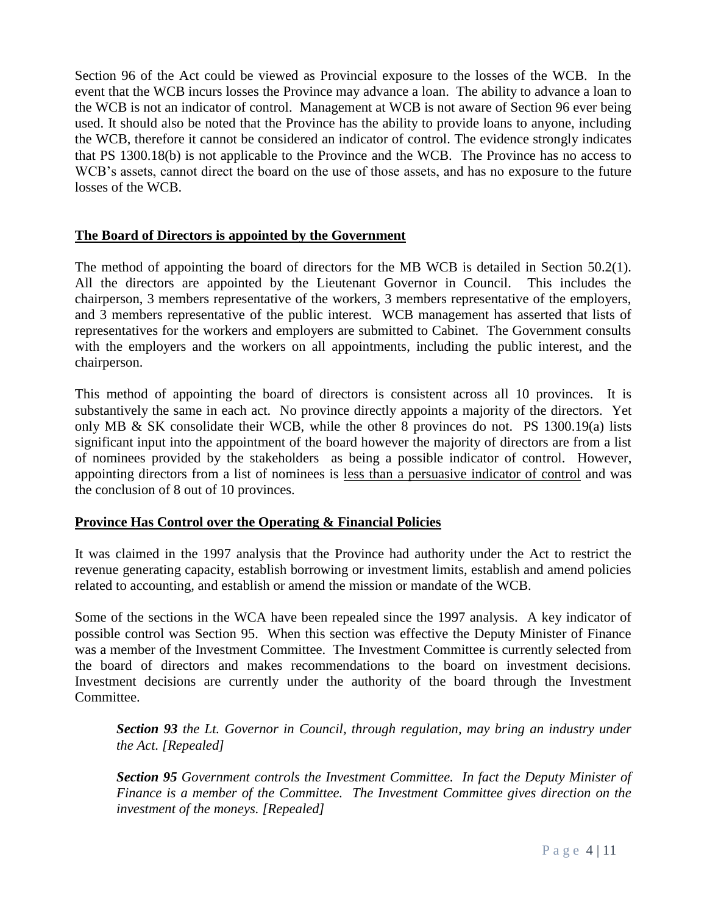Section 96 of the Act could be viewed as Provincial exposure to the losses of the WCB. In the event that the WCB incurs losses the Province may advance a loan. The ability to advance a loan to the WCB is not an indicator of control. Management at WCB is not aware of Section 96 ever being used. It should also be noted that the Province has the ability to provide loans to anyone, including the WCB, therefore it cannot be considered an indicator of control. The evidence strongly indicates that PS 1300.18(b) is not applicable to the Province and the WCB. The Province has no access to WCB's assets, cannot direct the board on the use of those assets, and has no exposure to the future losses of the WCB.

## **The Board of Directors is appointed by the Government**

The method of appointing the board of directors for the MB WCB is detailed in Section 50.2(1). All the directors are appointed by the Lieutenant Governor in Council. This includes the chairperson, 3 members representative of the workers, 3 members representative of the employers, and 3 members representative of the public interest. WCB management has asserted that lists of representatives for the workers and employers are submitted to Cabinet. The Government consults with the employers and the workers on all appointments, including the public interest, and the chairperson.

This method of appointing the board of directors is consistent across all 10 provinces. It is substantively the same in each act. No province directly appoints a majority of the directors. Yet only MB & SK consolidate their WCB, while the other 8 provinces do not. PS 1300.19(a) lists significant input into the appointment of the board however the majority of directors are from a list of nominees provided by the stakeholders as being a possible indicator of control. However, appointing directors from a list of nominees is <u>less than a persuasive indicator of control</u> and was the conclusion of 8 out of 10 provinces.

## **Province Has Control over the Operating & Financial Policies**

It was claimed in the 1997 analysis that the Province had authority under the Act to restrict the revenue generating capacity, establish borrowing or investment limits, establish and amend policies related to accounting, and establish or amend the mission or mandate of the WCB.

Some of the sections in the WCA have been repealed since the 1997 analysis. A key indicator of possible control was Section 95. When this section was effective the Deputy Minister of Finance was a member of the Investment Committee. The Investment Committee is currently selected from the board of directors and makes recommendations to the board on investment decisions. Investment decisions are currently under the authority of the board through the Investment Committee.

> ***Section 93*** *the Lt. Governor in Council, through regulation, may bring an industry under the Act. [Repealed]*
>
> ***Section 95*** *Government controls the Investment Committee. In fact the Deputy Minister of Finance is a member of the Committee. The Investment Committee gives direction on the investment of the moneys. [Repealed]*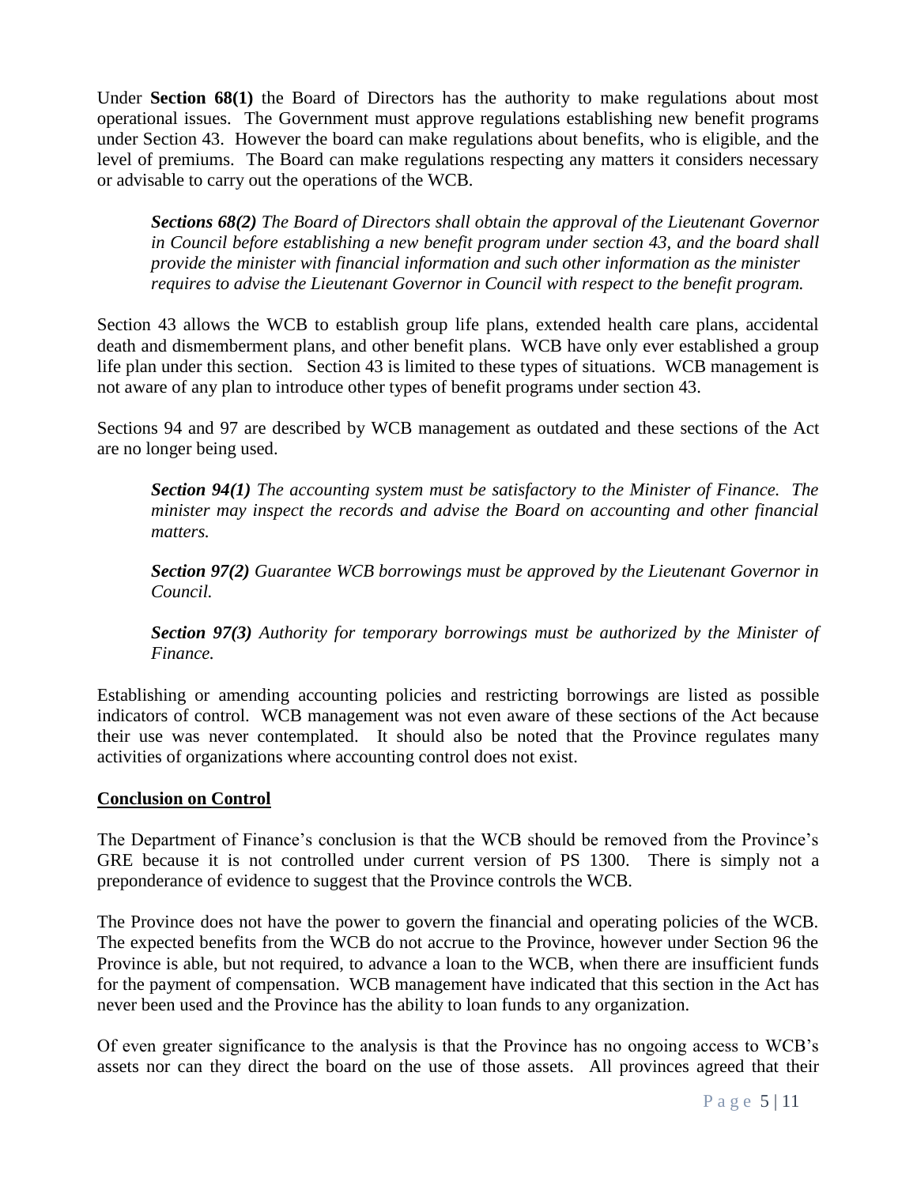Under **Section 68(1)** the Board of Directors has the authority to make regulations about most operational issues. The Government must approve regulations establishing new benefit programs under Section 43. However the board can make regulations about benefits, who is eligible, and the level of premiums. The Board can make regulations respecting any matters it considers necessary or advisable to carry out the operations of the WCB.

> ***Sections 68(2)*** *The Board of Directors shall obtain the approval of the Lieutenant Governor in Council before establishing a new benefit program under section 43, and the board shall provide the minister with financial information and such other information as the minister requires to advise the Lieutenant Governor in Council with respect to the benefit program.*

Section 43 allows the WCB to establish group life plans, extended health care plans, accidental death and dismemberment plans, and other benefit plans. WCB have only ever established a group life plan under this section. Section 43 is limited to these types of situations. WCB management is not aware of any plan to introduce other types of benefit programs under section 43.

Sections 94 and 97 are described by WCB management as outdated and these sections of the Act are no longer being used.

> ***Section 94(1)*** *The accounting system must be satisfactory to the Minister of Finance. The minister may inspect the records and advise the Board on accounting and other financial matters.*
>
> ***Section 97(2)*** *Guarantee WCB borrowings must be approved by the Lieutenant Governor in Council.*
>
> ***Section 97(3)*** *Authority for temporary borrowings must be authorized by the Minister of Finance.*

Establishing or amending accounting policies and restricting borrowings are listed as possible indicators of control. WCB management was not even aware of these sections of the Act because their use was never contemplated. It should also be noted that the Province regulates many activities of organizations where accounting control does not exist.

## Conclusion on Control

The Department of Finance's conclusion is that the WCB should be removed from the Province's GRE because it is not controlled under current version of PS 1300. There is simply not a preponderance of evidence to suggest that the Province controls the WCB.

The Province does not have the power to govern the financial and operating policies of the WCB. The expected benefits from the WCB do not accrue to the Province, however under Section 96 the Province is able, but not required, to advance a loan to the WCB, when there are insufficient funds for the payment of compensation. WCB management have indicated that this section in the Act has never been used and the Province has the ability to loan funds to any organization.

Of even greater significance to the analysis is that the Province has no ongoing access to WCB's assets nor can they direct the board on the use of those assets. All provinces agreed that their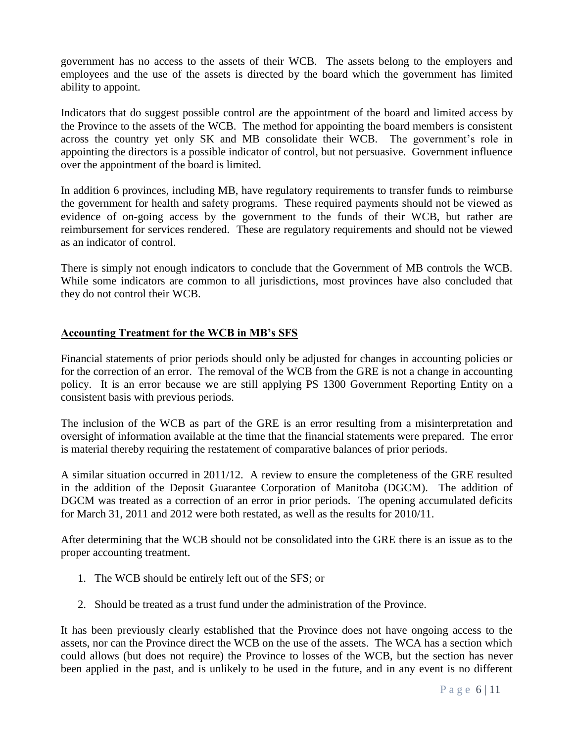government has no access to the assets of their WCB. The assets belong to the employers and employees and the use of the assets is directed by the board which the government has limited ability to appoint.

Indicators that do suggest possible control are the appointment of the board and limited access by the Province to the assets of the WCB. The method for appointing the board members is consistent across the country yet only SK and MB consolidate their WCB. The government's role in appointing the directors is a possible indicator of control, but not persuasive. Government influence over the appointment of the board is limited.

In addition 6 provinces, including MB, have regulatory requirements to transfer funds to reimburse the government for health and safety programs. These required payments should not be viewed as evidence of on-going access by the government to the funds of their WCB, but rather are reimbursement for services rendered. These are regulatory requirements and should not be viewed as an indicator of control.

There is simply not enough indicators to conclude that the Government of MB controls the WCB. While some indicators are common to all jurisdictions, most provinces have also concluded that they do not control their WCB.

## Accounting Treatment for the WCB in MB's SFS

Financial statements of prior periods should only be adjusted for changes in accounting policies or for the correction of an error. The removal of the WCB from the GRE is not a change in accounting policy. It is an error because we are still applying PS 1300 Government Reporting Entity on a consistent basis with previous periods.

The inclusion of the WCB as part of the GRE is an error resulting from a misinterpretation and oversight of information available at the time that the financial statements were prepared. The error is material thereby requiring the restatement of comparative balances of prior periods.

A similar situation occurred in 2011/12. A review to ensure the completeness of the GRE resulted in the addition of the Deposit Guarantee Corporation of Manitoba (DGCM). The addition of DGCM was treated as a correction of an error in prior periods. The opening accumulated deficits for March 31, 2011 and 2012 were both restated, as well as the results for 2010/11.

After determining that the WCB should not be consolidated into the GRE there is an issue as to the proper accounting treatment.

1. The WCB should be entirely left out of the SFS; or
2. Should be treated as a trust fund under the administration of the Province.

It has been previously clearly established that the Province does not have ongoing access to the assets, nor can the Province direct the WCB on the use of the assets. The WCA has a section which could allows (but does not require) the Province to losses of the WCB, but the section has never been applied in the past, and is unlikely to be used in the future, and in any event is no different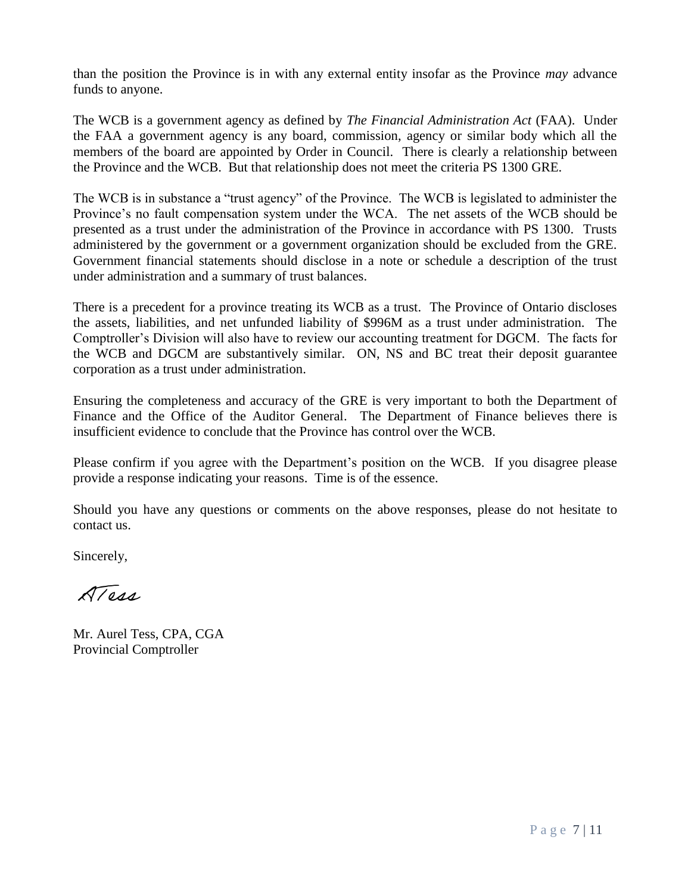than the position the Province is in with any external entity insofar as the Province *may* advance funds to anyone.

The WCB is a government agency as defined by *The Financial Administration Act* (FAA). Under the FAA a government agency is any board, commission, agency or similar body which all the members of the board are appointed by Order in Council. There is clearly a relationship between the Province and the WCB. But that relationship does not meet the criteria PS 1300 GRE.

The WCB is in substance a "trust agency" of the Province. The WCB is legislated to administer the Province's no fault compensation system under the WCA. The net assets of the WCB should be presented as a trust under the administration of the Province in accordance with PS 1300. Trusts administered by the government or a government organization should be excluded from the GRE. Government financial statements should disclose in a note or schedule a description of the trust under administration and a summary of trust balances.

There is a precedent for a province treating its WCB as a trust. The Province of Ontario discloses the assets, liabilities, and net unfunded liability of $996M as a trust under administration. The Comptroller's Division will also have to review our accounting treatment for DGCM. The facts for the WCB and DGCM are substantively similar. ON, NS and BC treat their deposit guarantee corporation as a trust under administration.

Ensuring the completeness and accuracy of the GRE is very important to both the Department of Finance and the Office of the Auditor General. The Department of Finance believes there is insufficient evidence to conclude that the Province has control over the WCB.

Please confirm if you agree with the Department's position on the WCB. If you disagree please provide a response indicating your reasons. Time is of the essence.

Should you have any questions or comments on the above responses, please do not hesitate to contact us.

Sincerely,

ATess

Mr. Aurel Tess, CPA, CGA
Provincial Comptroller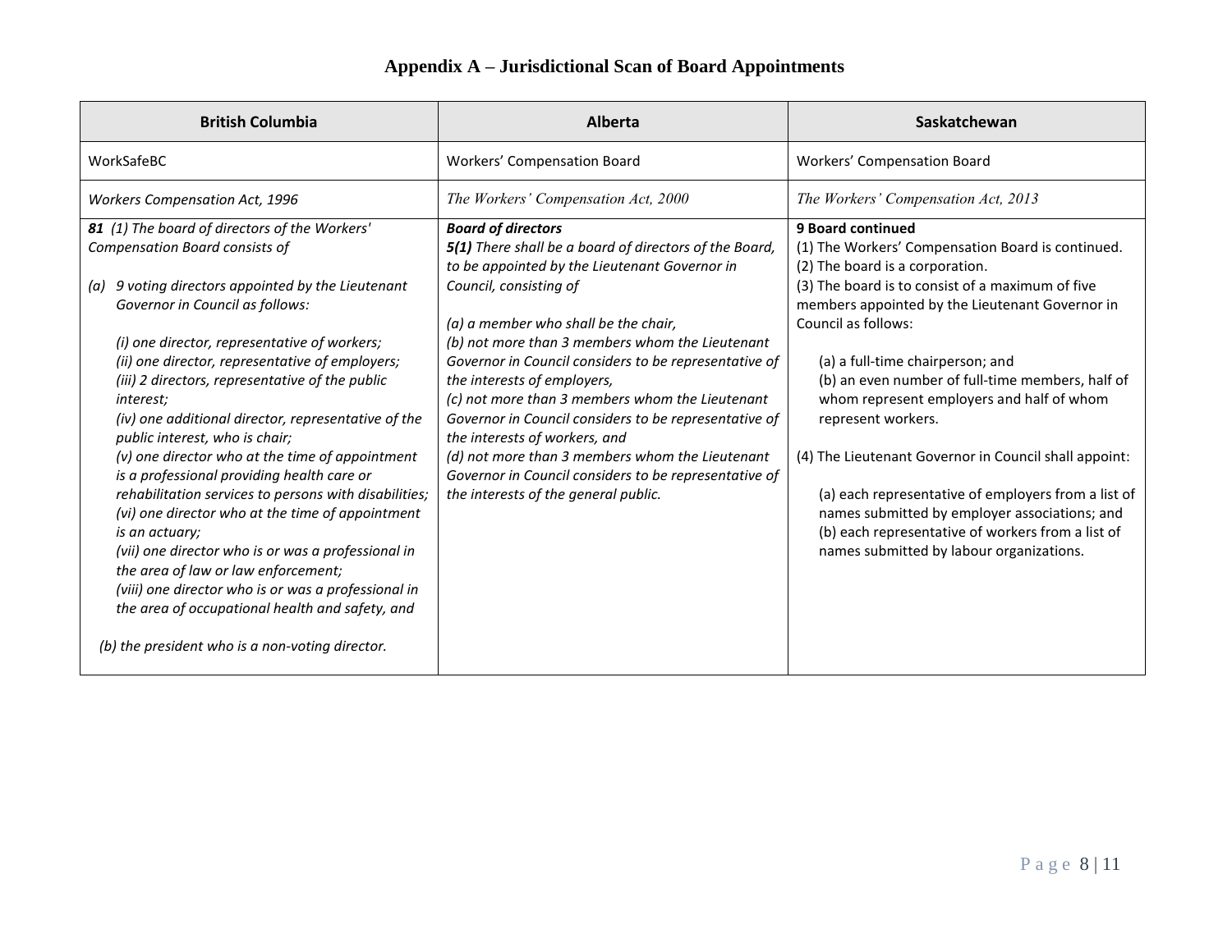## Appendix A – Jurisdictional Scan of Board Appointments

| British Columbia | Alberta | Saskatchewan |
|---|---|---|
| WorkSafeBC | Workers' Compensation Board | Workers' Compensation Board |
| *Workers Compensation Act, 1996* | *The Workers' Compensation Act, 2000* | *The Workers' Compensation Act, 2013* |
| ***81*** *(1) The board of directors of the Workers' Compensation Board consists of*<br><br>*(a) 9 voting directors appointed by the Lieutenant Governor in Council as follows:*<br><br>*(i) one director, representative of workers;*<br>*(ii) one director, representative of employers;*<br>*(iii) 2 directors, representative of the public interest;*<br>*(iv) one additional director, representative of the public interest, who is chair;*<br>*(v) one director who at the time of appointment is a professional providing health care or rehabilitation services to persons with disabilities;*<br>*(vi) one director who at the time of appointment is an actuary;*<br>*(vii) one director who is or was a professional in the area of law or law enforcement;*<br>*(viii) one director who is or was a professional in the area of occupational health and safety, and*<br><br>*(b) the president who is a non-voting director.* | ***Board of directors***<br>***5(1)*** *There shall be a board of directors of the Board, to be appointed by the Lieutenant Governor in Council, consisting of*<br><br>*(a) a member who shall be the chair,*<br>*(b) not more than 3 members whom the Lieutenant Governor in Council considers to be representative of the interests of employers,*<br>*(c) not more than 3 members whom the Lieutenant Governor in Council considers to be representative of the interests of workers, and*<br>*(d) not more than 3 members whom the Lieutenant Governor in Council considers to be representative of the interests of the general public.* | **9 Board continued**<br>(1) The Workers' Compensation Board is continued.<br>(2) The board is a corporation.<br>(3) The board is to consist of a maximum of five members appointed by the Lieutenant Governor in Council as follows:<br><br>(a) a full-time chairperson; and<br>(b) an even number of full-time members, half of whom represent employers and half of whom represent workers.<br><br>(4) The Lieutenant Governor in Council shall appoint:<br><br>(a) each representative of employers from a list of names submitted by employer associations; and<br>(b) each representative of workers from a list of names submitted by labour organizations. |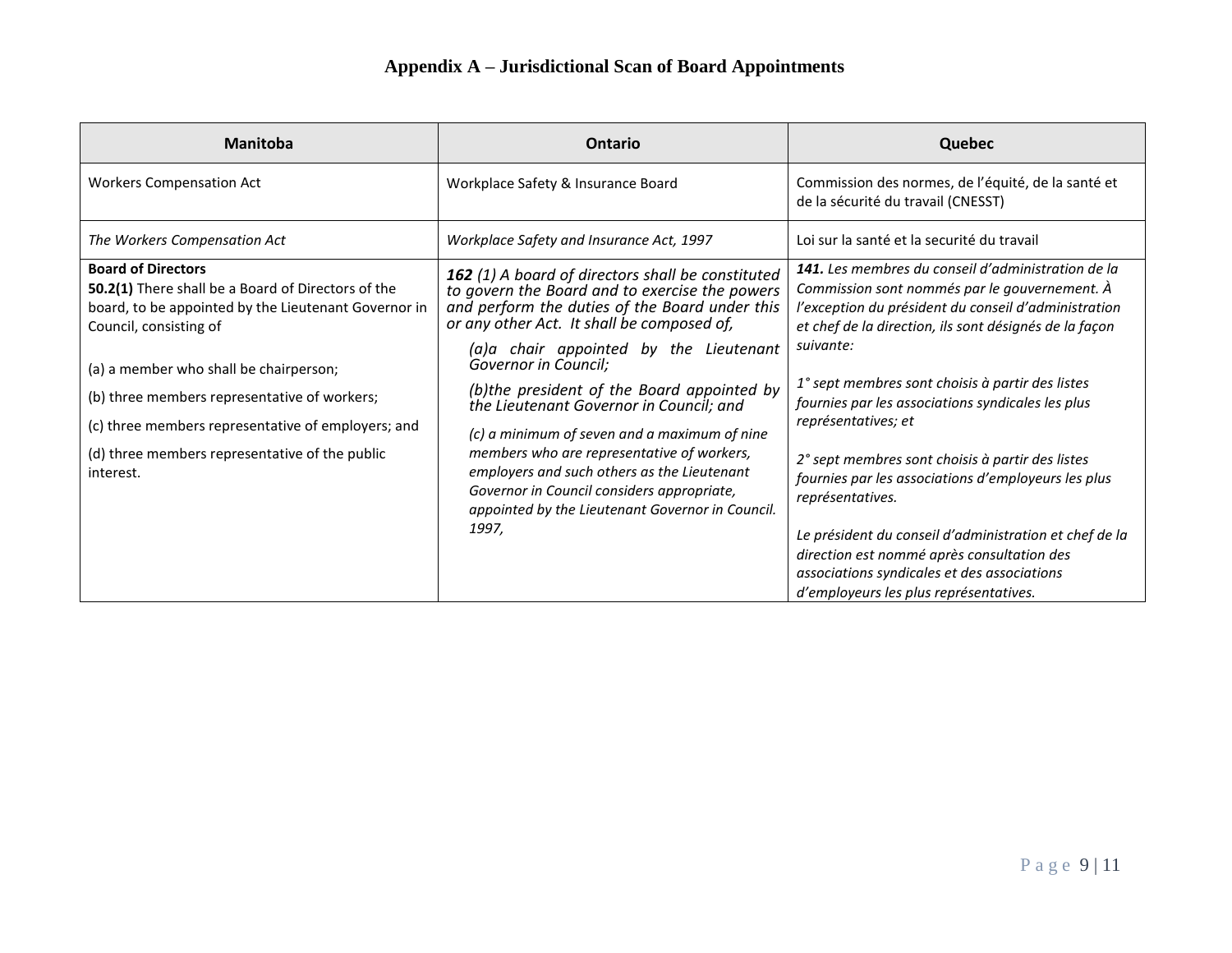# Appendix A – Jurisdictional Scan of Board Appointments

| Manitoba | Ontario | Quebec |
|---|---|---|
| Workers Compensation Act | Workplace Safety & Insurance Board | Commission des normes, de l'équité, de la santé et de la sécurité du travail (CNESST) |
| *The Workers Compensation Act* | *Workplace Safety and Insurance Act, 1997* | Loi sur la santé et la securité du travail |
| **Board of Directors**<br>**50.2(1)** There shall be a Board of Directors of the board, to be appointed by the Lieutenant Governor in Council, consisting of<br><br>(a) a member who shall be chairperson;<br>(b) three members representative of workers;<br>(c) three members representative of employers; and<br>(d) three members representative of the public interest. | ***162*** *(1) A board of directors shall be constituted to govern the Board and to exercise the powers and perform the duties of the Board under this or any other Act. It shall be composed of,*<br>*(a)a chair appointed by the Lieutenant Governor in Council;*<br>*(b)the president of the Board appointed by the Lieutenant Governor in Council; and*<br>*(c) a minimum of seven and a maximum of nine members who are representative of workers, employers and such others as the Lieutenant Governor in Council considers appropriate, appointed by the Lieutenant Governor in Council. 1997,* | ***141.*** *Les membres du conseil d'administration de la Commission sont nommés par le gouvernement. À l'exception du président du conseil d'administration et chef de la direction, ils sont désignés de la façon suivante:*<br><br>*1° sept membres sont choisis à partir des listes fournies par les associations syndicales les plus représentatives; et*<br><br>*2° sept membres sont choisis à partir des listes fournies par les associations d'employeurs les plus représentatives.*<br><br>*Le président du conseil d'administration et chef de la direction est nommé après consultation des associations syndicales et des associations d'employeurs les plus représentatives.* |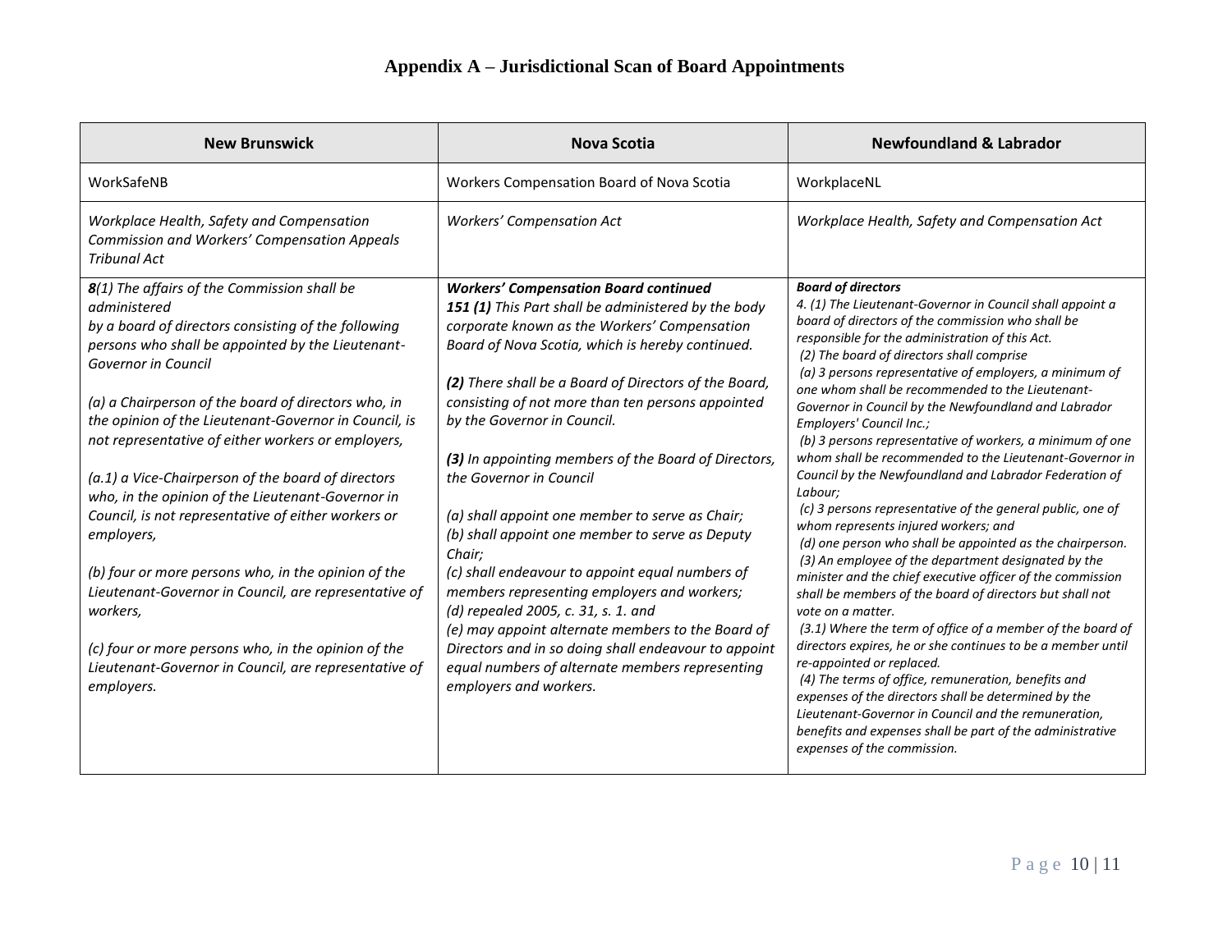# Appendix A – Jurisdictional Scan of Board Appointments

| New Brunswick | Nova Scotia | Newfoundland & Labrador |
|---|---|---|
| WorkSafeNB | Workers Compensation Board of Nova Scotia | WorkplaceNL |
| *Workplace Health, Safety and Compensation Commission and Workers' Compensation Appeals Tribunal Act* | *Workers' Compensation Act* | *Workplace Health, Safety and Compensation Act* |
| ***8****(1) The affairs of the Commission shall be administered by a board of directors consisting of the following persons who shall be appointed by the Lieutenant-Governor in Council*<br><br>*(a) a Chairperson of the board of directors who, in the opinion of the Lieutenant-Governor in Council, is not representative of either workers or employers,*<br><br>*(a.1) a Vice-Chairperson of the board of directors who, in the opinion of the Lieutenant-Governor in Council, is not representative of either workers or employers,*<br><br>*(b) four or more persons who, in the opinion of the Lieutenant-Governor in Council, are representative of workers,*<br><br>*(c) four or more persons who, in the opinion of the Lieutenant-Governor in Council, are representative of employers.* | ***Workers' Compensation Board continued***<br>***151 (1)*** *This Part shall be administered by the body corporate known as the Workers' Compensation Board of Nova Scotia, which is hereby continued.*<br><br>***(2)*** *There shall be a Board of Directors of the Board, consisting of not more than ten persons appointed by the Governor in Council.*<br><br>***(3)*** *In appointing members of the Board of Directors, the Governor in Council*<br><br>*(a) shall appoint one member to serve as Chair;*<br>*(b) shall appoint one member to serve as Deputy Chair;*<br>*(c) shall endeavour to appoint equal numbers of members representing employers and workers;*<br>*(d) repealed 2005, c. 31, s. 1. and*<br>*(e) may appoint alternate members to the Board of Directors and in so doing shall endeavour to appoint equal numbers of alternate members representing employers and workers.* | ***Board of directors***<br>*4. (1) The Lieutenant-Governor in Council shall appoint a board of directors of the commission who shall be responsible for the administration of this Act.*<br>*(2) The board of directors shall comprise*<br>*(a) 3 persons representative of employers, a minimum of one whom shall be recommended to the Lieutenant-Governor in Council by the Newfoundland and Labrador Employers' Council Inc.;*<br>*(b) 3 persons representative of workers, a minimum of one whom shall be recommended to the Lieutenant-Governor in Council by the Newfoundland and Labrador Federation of Labour;*<br>*(c) 3 persons representative of the general public, one of whom represents injured workers; and*<br>*(d) one person who shall be appointed as the chairperson.*<br>*(3) An employee of the department designated by the minister and the chief executive officer of the commission shall be members of the board of directors but shall not vote on a matter.*<br>*(3.1) Where the term of office of a member of the board of directors expires, he or she continues to be a member until re-appointed or replaced.*<br>*(4) The terms of office, remuneration, benefits and expenses of the directors shall be determined by the Lieutenant-Governor in Council and the remuneration, benefits and expenses shall be part of the administrative expenses of the commission.* |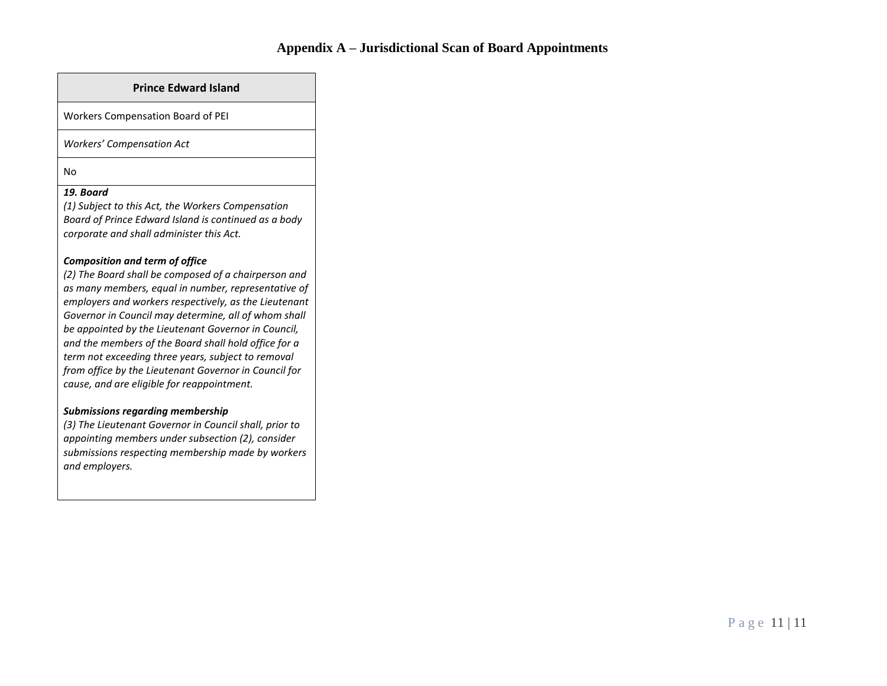## Appendix A – Jurisdictional Scan of Board Appointments

| Prince Edward Island |
|---|
| Workers Compensation Board of PEI |
| *Workers' Compensation Act* |
| No |
| ***19. Board***<br>*(1) Subject to this Act, the Workers Compensation Board of Prince Edward Island is continued as a body corporate and shall administer this Act.*<br><br>***Composition and term of office***<br>*(2) The Board shall be composed of a chairperson and as many members, equal in number, representative of employers and workers respectively, as the Lieutenant Governor in Council may determine, all of whom shall be appointed by the Lieutenant Governor in Council, and the members of the Board shall hold office for a term not exceeding three years, subject to removal from office by the Lieutenant Governor in Council for cause, and are eligible for reappointment.*<br><br>***Submissions regarding membership***<br>*(3) The Lieutenant Governor in Council shall, prior to appointing members under subsection (2), consider submissions respecting membership made by workers and employers.* |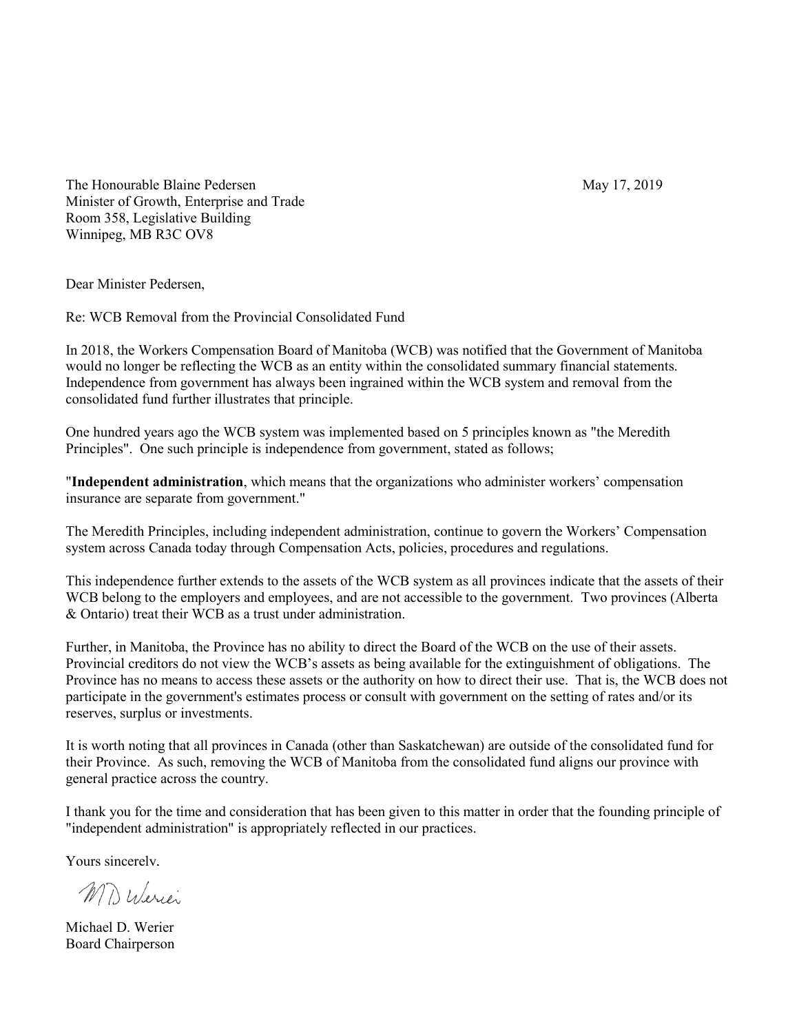The Honourable Blaine Pedersen  
Minister of Growth, Enterprise and Trade  
Room 358, Legislative Building  
Winnipeg, MB R3C OV8

May 17, 2019

Dear Minister Pedersen,

Re: WCB Removal from the Provincial Consolidated Fund

In 2018, the Workers Compensation Board of Manitoba (WCB) was notified that the Government of Manitoba would no longer be reflecting the WCB as an entity within the consolidated summary financial statements. Independence from government has always been ingrained within the WCB system and removal from the consolidated fund further illustrates that principle.

One hundred years ago the WCB system was implemented based on 5 principles known as "the Meredith Principles". One such principle is independence from government, stated as follows;

"**Independent administration**, which means that the organizations who administer workers' compensation insurance are separate from government."

The Meredith Principles, including independent administration, continue to govern the Workers' Compensation system across Canada today through Compensation Acts, policies, procedures and regulations.

This independence further extends to the assets of the WCB system as all provinces indicate that the assets of their WCB belong to the employers and employees, and are not accessible to the government. Two provinces (Alberta & Ontario) treat their WCB as a trust under administration.

Further, in Manitoba, the Province has no ability to direct the Board of the WCB on the use of their assets. Provincial creditors do not view the WCB's assets as being available for the extinguishment of obligations. The Province has no means to access these assets or the authority on how to direct their use. That is, the WCB does not participate in the government's estimates process or consult with government on the setting of rates and/or its reserves, surplus or investments.

It is worth noting that all provinces in Canada (other than Saskatchewan) are outside of the consolidated fund for their Province. As such, removing the WCB of Manitoba from the consolidated fund aligns our province with general practice across the country.

I thank you for the time and consideration that has been given to this matter in order that the founding principle of "independent administration" is appropriately reflected in our practices.

Yours sincerely,

MD Werier

Michael D. Werier  
Board Chairperson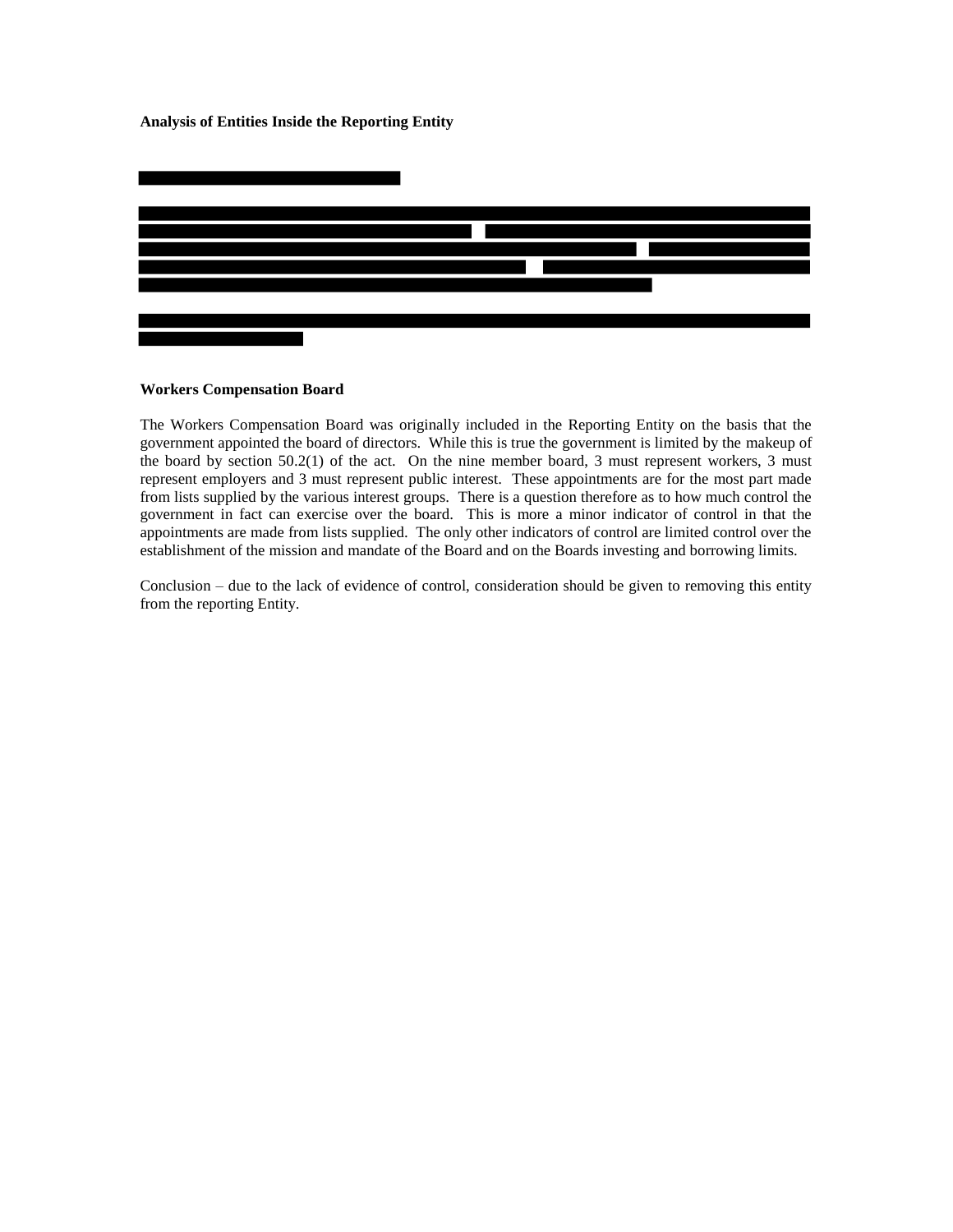**Analysis of Entities Inside the Reporting Entity**

**Workers Compensation Board**

The Workers Compensation Board was originally included in the Reporting Entity on the basis that the government appointed the board of directors. While this is true the government is limited by the makeup of the board by section 50.2(1) of the act. On the nine member board, 3 must represent workers, 3 must represent employers and 3 must represent public interest. These appointments are for the most part made from lists supplied by the various interest groups. There is a question therefore as to how much control the government in fact can exercise over the board. This is more a minor indicator of control in that the appointments are made from lists supplied. The only other indicators of control are limited control over the establishment of the mission and mandate of the Board and on the Boards investing and borrowing limits.

Conclusion – due to the lack of evidence of control, consideration should be given to removing this entity from the reporting Entity.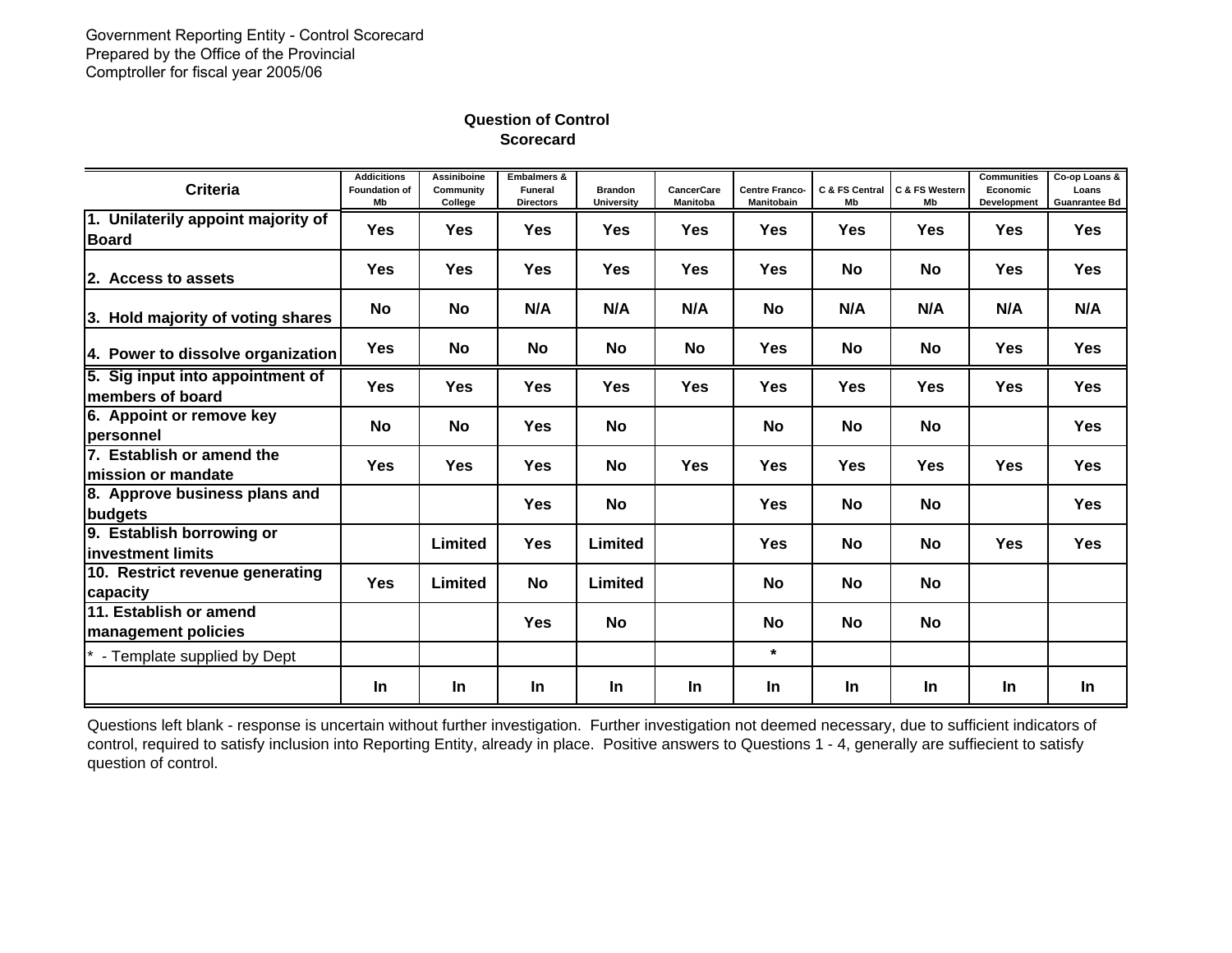Government Reporting Entity - Control Scorecard
Prepared by the Office of the Provincial
Comptroller for fiscal year 2005/06

**Question of Control Scorecard**

| Criteria | Addicitions Foundation of Mb | Assiniboine Community College | Embalmers & Funeral Directors | Brandon University | CancerCare Manitoba | Centre Franco-Manitobain | C & FS Central Mb | C & FS Western Mb | Communities Economic Development | Co-op Loans & Loans Guanrantee Bd |
|---|---|---|---|---|---|---|---|---|---|---|
| 1. Unilaterily appoint majority of Board | Yes | Yes | Yes | Yes | Yes | Yes | Yes | Yes | Yes | Yes |
| 2. Access to assets | Yes | Yes | Yes | Yes | Yes | Yes | No | No | Yes | Yes |
| 3. Hold majority of voting shares | No | No | N/A | N/A | N/A | No | N/A | N/A | N/A | N/A |
| 4. Power to dissolve organization | Yes | No | No | No | No | Yes | No | No | Yes | Yes |
| 5. Sig input into appointment of members of board | Yes | Yes | Yes | Yes | Yes | Yes | Yes | Yes | Yes | Yes |
| 6. Appoint or remove key personnel | No | No | Yes | No | | No | No | No | | Yes |
| 7. Establish or amend the mission or mandate | Yes | Yes | Yes | No | Yes | Yes | Yes | Yes | Yes | Yes |
| 8. Approve business plans and budgets | | | Yes | No | | Yes | No | No | | Yes |
| 9. Establish borrowing or investment limits | | Limited | Yes | Limited | | Yes | No | No | Yes | Yes |
| 10. Restrict revenue generating capacity | Yes | Limited | No | Limited | | No | No | No | | |
| 11. Establish or amend management policies | | | Yes | No | | No | No | No | | |
| * - Template supplied by Dept | | | | | | * | | | | |
| | In | In | In | In | In | In | In | In | In | In |

Questions left blank - response is uncertain without further investigation. Further investigation not deemed necessary, due to sufficient indicators of control, required to satisfy inclusion into Reporting Entity, already in place. Positive answers to Questions 1 - 4, generally are suffiecient to satisfy question of control.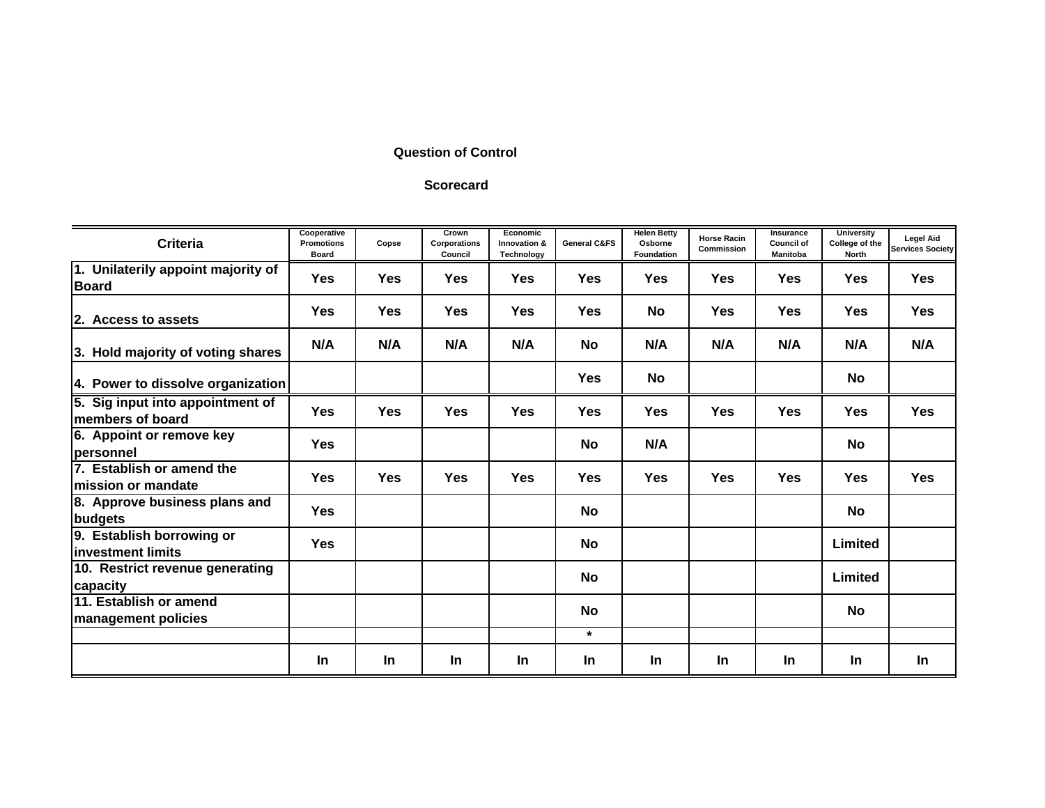**Question of Control**

**Scorecard**

| Criteria | Cooperative Promotions Board | Copse | Crown Corporations Council | Economic Innovation & Technology | General C&FS | Helen Betty Osborne Foundation | Horse Racin Commission | Insurance Council of Manitoba | University College of the North | Legel Aid Services Society |
|---|---|---|---|---|---|---|---|---|---|---|
| 1. Unilaterily appoint majority of Board | Yes | Yes | Yes | Yes | Yes | Yes | Yes | Yes | Yes | Yes |
| 2. Access to assets | Yes | Yes | Yes | Yes | Yes | No | Yes | Yes | Yes | Yes |
| 3. Hold majority of voting shares | N/A | N/A | N/A | N/A | No | N/A | N/A | N/A | N/A | N/A |
| 4. Power to dissolve organization | | | | | Yes | No | | | No | |
| 5. Sig input into appointment of members of board | Yes | Yes | Yes | Yes | Yes | Yes | Yes | Yes | Yes | Yes |
| 6. Appoint or remove key personnel | Yes | | | | No | N/A | | | No | |
| 7. Establish or amend the mission or mandate | Yes | Yes | Yes | Yes | Yes | Yes | Yes | Yes | Yes | Yes |
| 8. Approve business plans and budgets | Yes | | | | No | | | | No | |
| 9. Establish borrowing or investment limits | Yes | | | | No | | | | Limited | |
| 10. Restrict revenue generating capacity | | | | | No | | | | Limited | |
| 11. Establish or amend management policies | | | | | No | | | | No | |
| | | | | | * | | | | | |
| | In | In | In | In | In | In | In | In | In | In |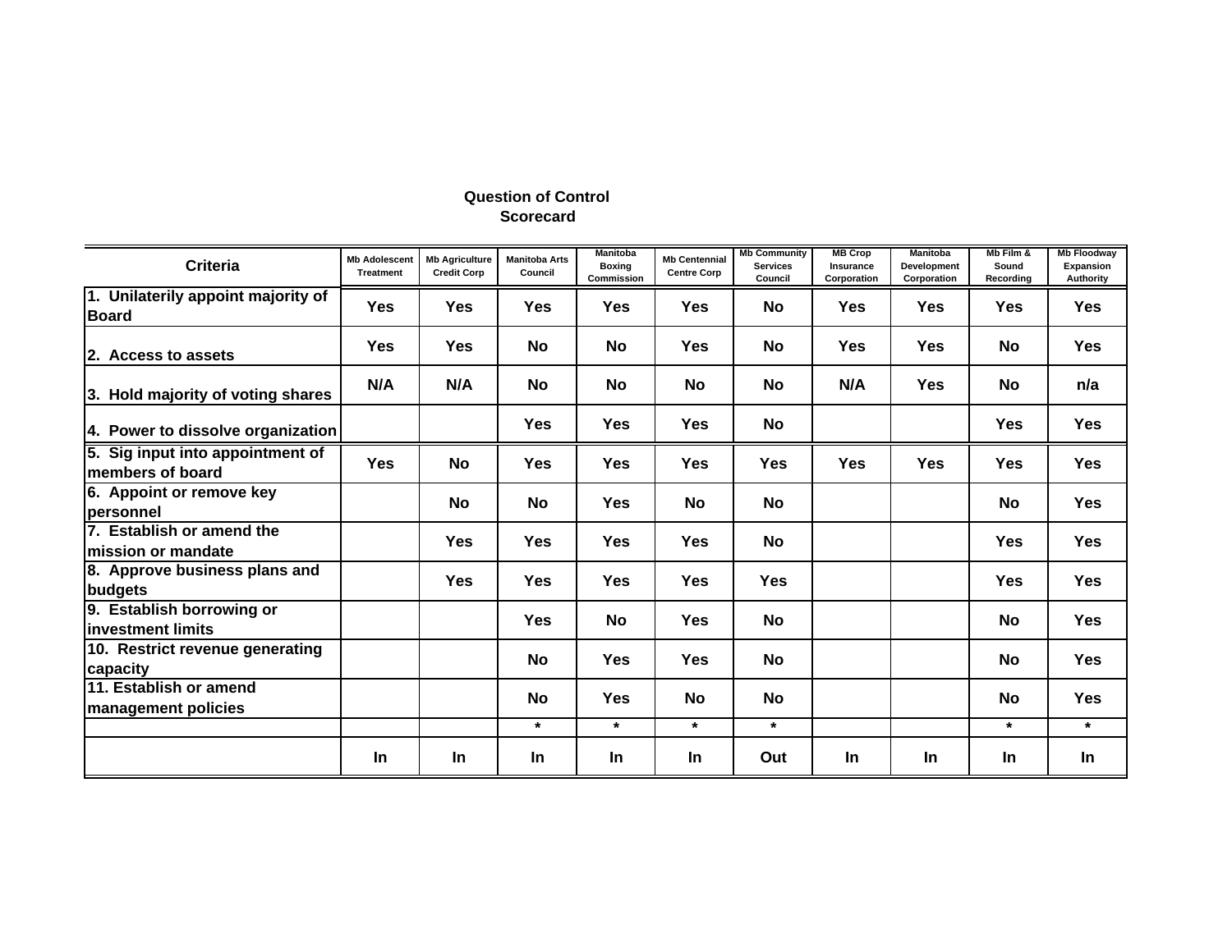**Question of Control**
**Scorecard**

| Criteria | Mb Adolescent Treatment | Mb Agriculture Credit Corp | Manitoba Arts Council | Manitoba Boxing Commission | Mb Centennial Centre Corp | Mb Community Services Council | MB Crop Insurance Corporation | Manitoba Development Corporation | Mb Film & Sound Recording | Mb Floodway Expansion Authority |
|---|---|---|---|---|---|---|---|---|---|---|
| 1. Unilaterily appoint majority of Board | Yes | Yes | Yes | Yes | Yes | No | Yes | Yes | Yes | Yes |
| 2. Access to assets | Yes | Yes | No | No | Yes | No | Yes | Yes | No | Yes |
| 3. Hold majority of voting shares | N/A | N/A | No | No | No | No | N/A | Yes | No | n/a |
| 4. Power to dissolve organization | | | Yes | Yes | Yes | No | | | Yes | Yes |
| 5. Sig input into appointment of members of board | Yes | No | Yes | Yes | Yes | Yes | Yes | Yes | Yes | Yes |
| 6. Appoint or remove key personnel | | No | No | Yes | No | No | | | No | Yes |
| 7. Establish or amend the mission or mandate | | Yes | Yes | Yes | Yes | No | | | Yes | Yes |
| 8. Approve business plans and budgets | | Yes | Yes | Yes | Yes | Yes | | | Yes | Yes |
| 9. Establish borrowing or investment limits | | | Yes | No | Yes | No | | | No | Yes |
| 10. Restrict revenue generating capacity | | | No | Yes | Yes | No | | | No | Yes |
| 11. Establish or amend management policies | | | No | Yes | No | No | | | No | Yes |
| | | | * | * | * | * | | | * | * |
| | In | In | In | In | In | Out | In | In | In | In |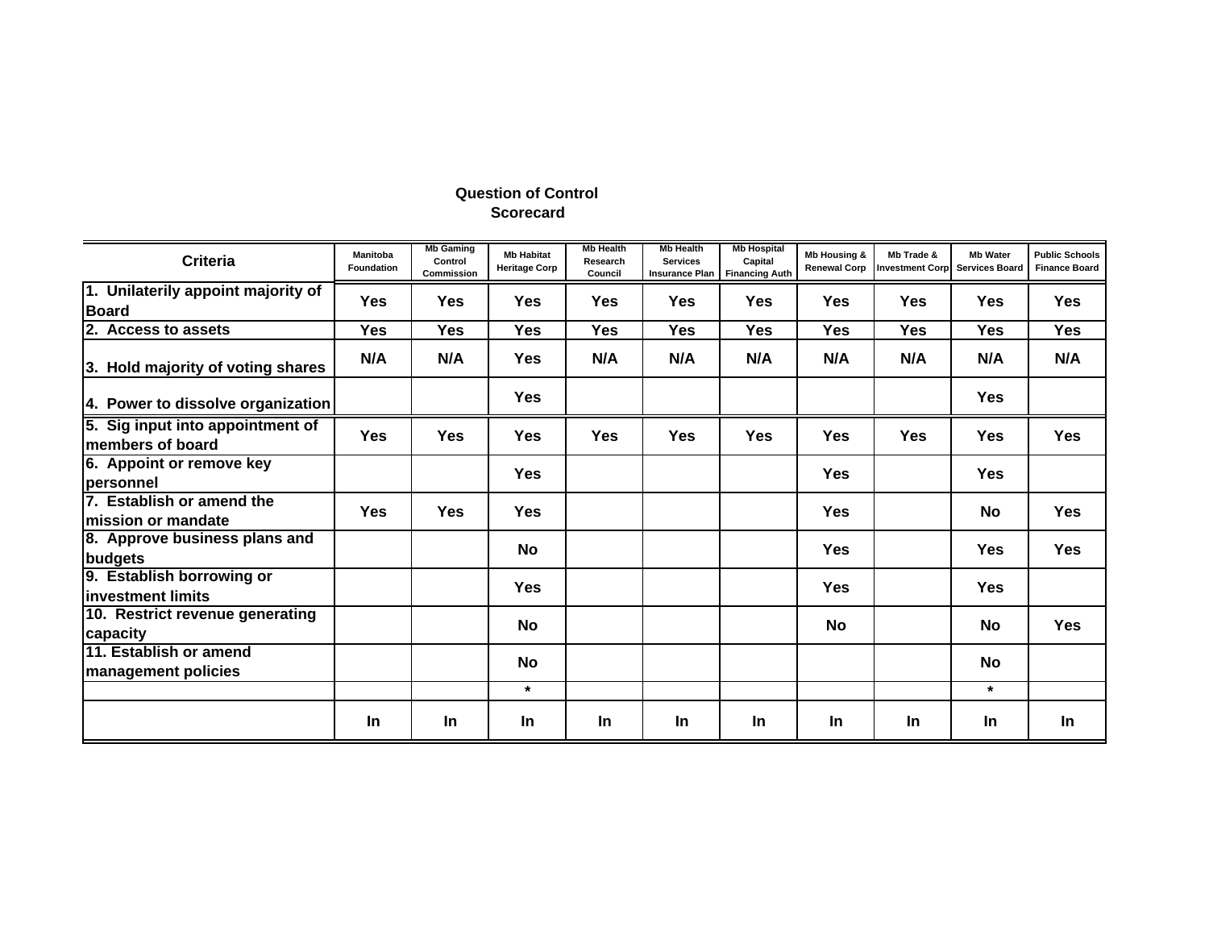**Question of Control**
**Scorecard**

| Criteria | Manitoba Foundation | Mb Gaming Control Commission | Mb Habitat Heritage Corp | Mb Health Research Council | Mb Health Services Insurance Plan | Mb Hospital Capital Financing Auth | Mb Housing & Renewal Corp | Mb Trade & Investment Corp | Mb Water Services Board | Public Schools Finance Board |
|---|---|---|---|---|---|---|---|---|---|---|
| 1. Unilaterily appoint majority of Board | Yes | Yes | Yes | Yes | Yes | Yes | Yes | Yes | Yes | Yes |
| 2. Access to assets | Yes | Yes | Yes | Yes | Yes | Yes | Yes | Yes | Yes | Yes |
| 3. Hold majority of voting shares | N/A | N/A | Yes | N/A | N/A | N/A | N/A | N/A | N/A | N/A |
| 4. Power to dissolve organization | | | Yes | | | | | | Yes | |
| 5. Sig input into appointment of members of board | Yes | Yes | Yes | Yes | Yes | Yes | Yes | Yes | Yes | Yes |
| 6. Appoint or remove key personnel | | | Yes | | | | Yes | | Yes | |
| 7. Establish or amend the mission or mandate | Yes | Yes | Yes | | | | Yes | | No | Yes |
| 8. Approve business plans and budgets | | | No | | | | Yes | | Yes | Yes |
| 9. Establish borrowing or investment limits | | | Yes | | | | Yes | | Yes | |
| 10. Restrict revenue generating capacity | | | No | | | | No | | No | Yes |
| 11. Establish or amend management policies | | | No | | | | | | No | |
| | | | * | | | | | | * | |
| | In | In | In | In | In | In | In | In | In | In |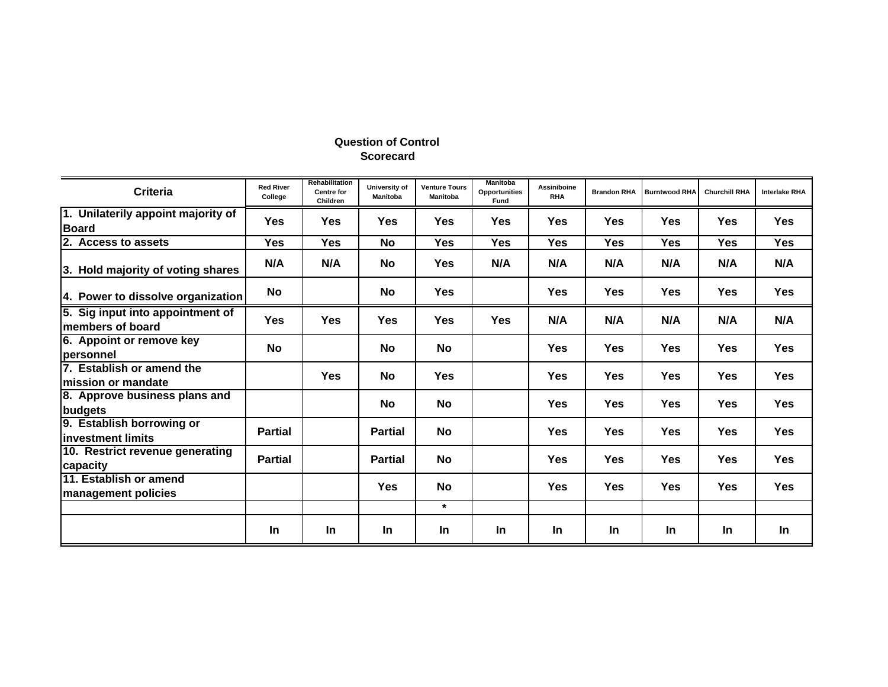**Question of Control**
**Scorecard**

| Criteria | Red River College | Rehabilitation Centre for Children | University of Manitoba | Venture Tours Manitoba | Manitoba Opportunities Fund | Assiniboine RHA | Brandon RHA | Burntwood RHA | Churchill RHA | Interlake RHA |
|---|---|---|---|---|---|---|---|---|---|---|
| 1. Unilaterily appoint majority of Board | Yes | Yes | Yes | Yes | Yes | Yes | Yes | Yes | Yes | Yes |
| 2. Access to assets | Yes | Yes | No | Yes | Yes | Yes | Yes | Yes | Yes | Yes |
| 3. Hold majority of voting shares | N/A | N/A | No | Yes | N/A | N/A | N/A | N/A | N/A | N/A |
| 4. Power to dissolve organization | No | | No | Yes | | Yes | Yes | Yes | Yes | Yes |
| 5. Sig input into appointment of members of board | Yes | Yes | Yes | Yes | Yes | N/A | N/A | N/A | N/A | N/A |
| 6. Appoint or remove key personnel | No | | No | No | | Yes | Yes | Yes | Yes | Yes |
| 7. Establish or amend the mission or mandate | | Yes | No | Yes | | Yes | Yes | Yes | Yes | Yes |
| 8. Approve business plans and budgets | | | No | No | | Yes | Yes | Yes | Yes | Yes |
| 9. Establish borrowing or investment limits | Partial | | Partial | No | | Yes | Yes | Yes | Yes | Yes |
| 10. Restrict revenue generating capacity | Partial | | Partial | No | | Yes | Yes | Yes | Yes | Yes |
| 11. Establish or amend management policies | | | Yes | No | | Yes | Yes | Yes | Yes | Yes |
| | | | | * | | | | | | |
| | In | In | In | In | In | In | In | In | In | In |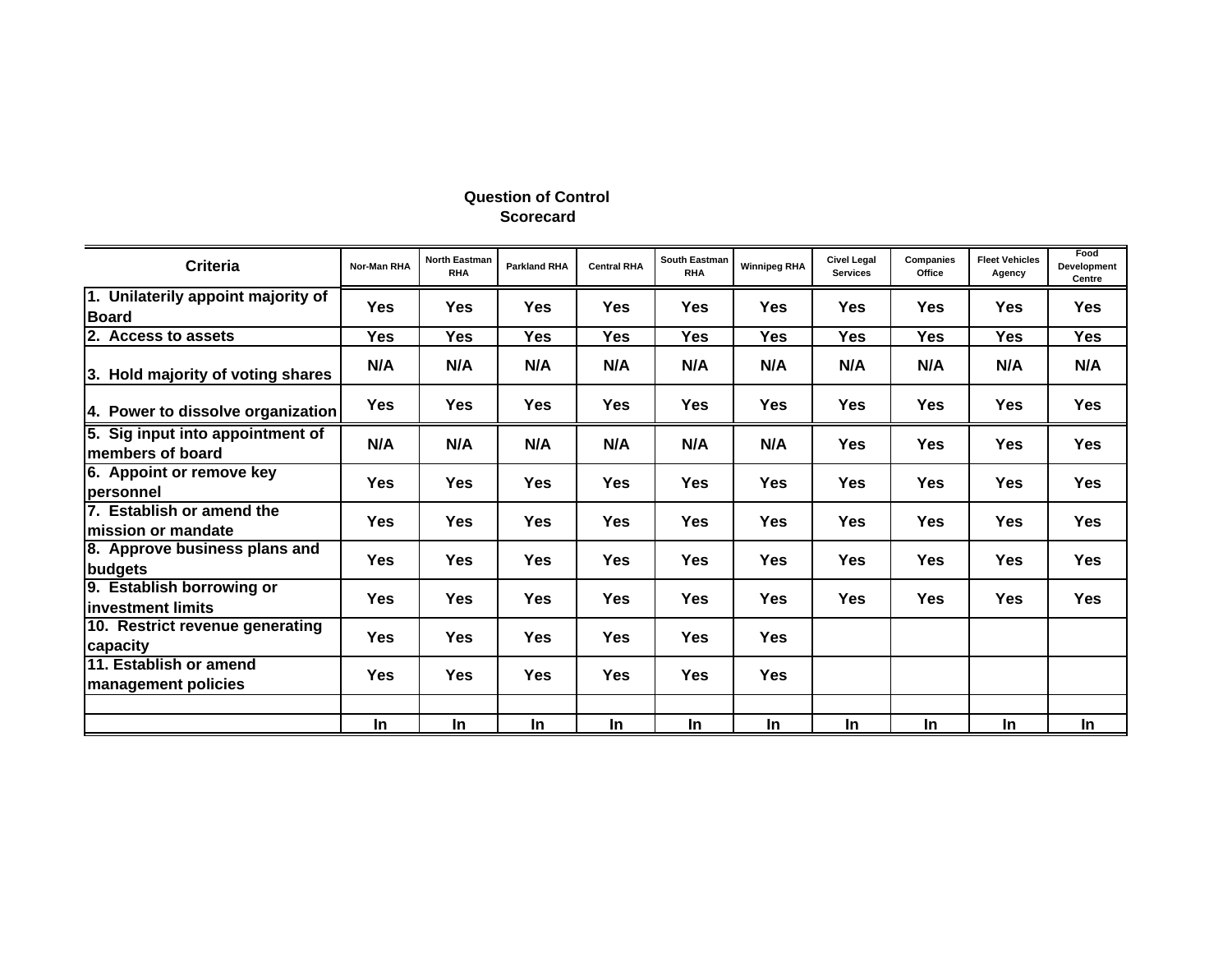**Question of Control**
**Scorecard**

| Criteria | Nor-Man RHA | North Eastman RHA | Parkland RHA | Central RHA | South Eastman RHA | Winnipeg RHA | Civel Legal Services | Companies Office | Fleet Vehicles Agency | Food Development Centre |
|---|---|---|---|---|---|---|---|---|---|---|
| 1. Unilaterily appoint majority of Board | Yes | Yes | Yes | Yes | Yes | Yes | Yes | Yes | Yes | Yes |
| 2. Access to assets | Yes | Yes | Yes | Yes | Yes | Yes | Yes | Yes | Yes | Yes |
| 3. Hold majority of voting shares | N/A | N/A | N/A | N/A | N/A | N/A | N/A | N/A | N/A | N/A |
| 4. Power to dissolve organization | Yes | Yes | Yes | Yes | Yes | Yes | Yes | Yes | Yes | Yes |
| 5. Sig input into appointment of members of board | N/A | N/A | N/A | N/A | N/A | N/A | Yes | Yes | Yes | Yes |
| 6. Appoint or remove key personnel | Yes | Yes | Yes | Yes | Yes | Yes | Yes | Yes | Yes | Yes |
| 7. Establish or amend the mission or mandate | Yes | Yes | Yes | Yes | Yes | Yes | Yes | Yes | Yes | Yes |
| 8. Approve business plans and budgets | Yes | Yes | Yes | Yes | Yes | Yes | Yes | Yes | Yes | Yes |
| 9. Establish borrowing or investment limits | Yes | Yes | Yes | Yes | Yes | Yes | Yes | Yes | Yes | Yes |
| 10. Restrict revenue generating capacity | Yes | Yes | Yes | Yes | Yes | Yes | | | | |
| 11. Establish or amend management policies | Yes | Yes | Yes | Yes | Yes | Yes | | | | |
| | | | | | | | | | | |
| | In | In | In | In | In | In | In | In | In | In |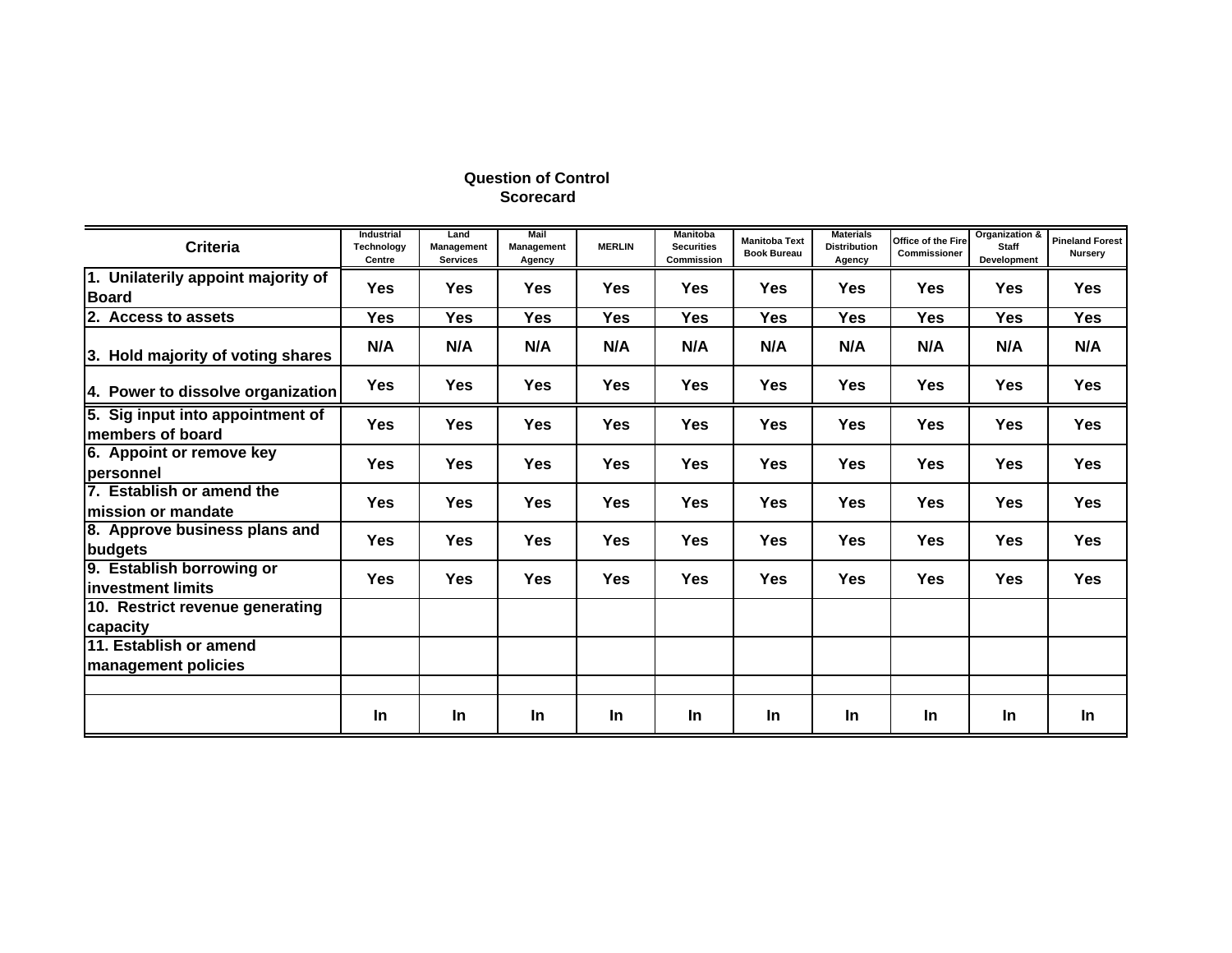**Question of Control**
**Scorecard**

| Criteria | Industrial Technology Centre | Land Management Services | Mail Management Agency | MERLIN | Manitoba Securities Commission | Manitoba Text Book Bureau | Materials Distribution Agency | Office of the Fire Commissioner | Organization & Staff Development | Pineland Forest Nursery |
|---|---|---|---|---|---|---|---|---|---|---|
| 1. Unilaterily appoint majority of Board | Yes | Yes | Yes | Yes | Yes | Yes | Yes | Yes | Yes | Yes |
| 2. Access to assets | Yes | Yes | Yes | Yes | Yes | Yes | Yes | Yes | Yes | Yes |
| 3. Hold majority of voting shares | N/A | N/A | N/A | N/A | N/A | N/A | N/A | N/A | N/A | N/A |
| 4. Power to dissolve organization | Yes | Yes | Yes | Yes | Yes | Yes | Yes | Yes | Yes | Yes |
| 5. Sig input into appointment of members of board | Yes | Yes | Yes | Yes | Yes | Yes | Yes | Yes | Yes | Yes |
| 6. Appoint or remove key personnel | Yes | Yes | Yes | Yes | Yes | Yes | Yes | Yes | Yes | Yes |
| 7. Establish or amend the mission or mandate | Yes | Yes | Yes | Yes | Yes | Yes | Yes | Yes | Yes | Yes |
| 8. Approve business plans and budgets | Yes | Yes | Yes | Yes | Yes | Yes | Yes | Yes | Yes | Yes |
| 9. Establish borrowing or investment limits | Yes | Yes | Yes | Yes | Yes | Yes | Yes | Yes | Yes | Yes |
| 10. Restrict revenue generating capacity | | | | | | | | | | |
| 11. Establish or amend management policies | | | | | | | | | | |
| | | | | | | | | | | |
| | In | In | In | In | In | In | In | In | In | In |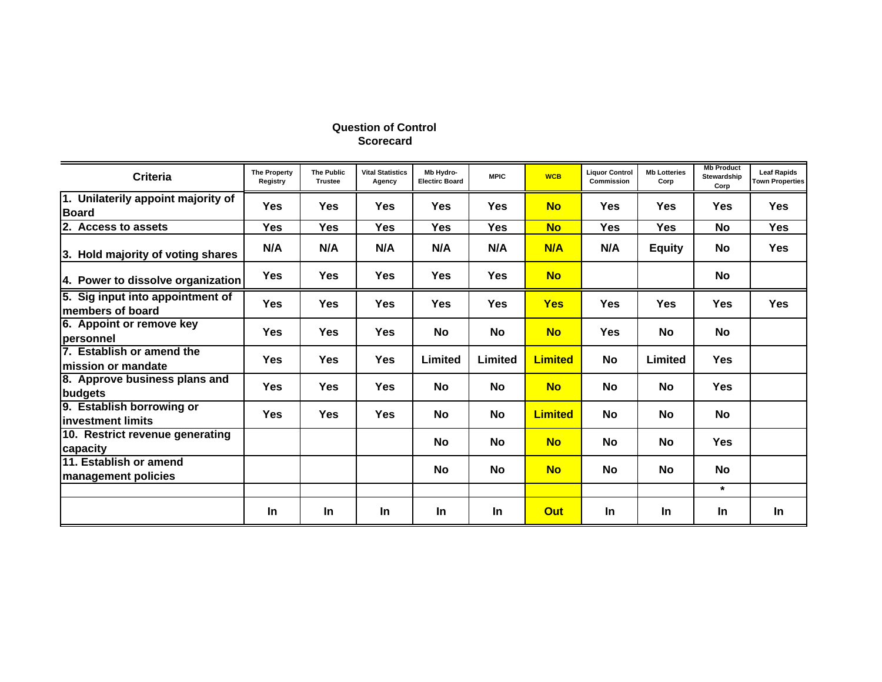**Question of Control**
**Scorecard**

| Criteria | The Property Registry | The Public Trustee | Vital Statistics Agency | Mb Hydro-Electirc Board | MPIC | WCB | Liquor Control Commission | Mb Lotteries Corp | Mb Product Stewardship Corp | Leaf Rapids Town Properties |
|---|---|---|---|---|---|---|---|---|---|---|
| 1. Unilaterily appoint majority of Board | Yes | Yes | Yes | Yes | Yes | No | Yes | Yes | Yes | Yes |
| 2. Access to assets | Yes | Yes | Yes | Yes | Yes | No | Yes | Yes | No | Yes |
| 3. Hold majority of voting shares | N/A | N/A | N/A | N/A | N/A | N/A | N/A | Equity | No | Yes |
| 4. Power to dissolve organization | Yes | Yes | Yes | Yes | Yes | No | | | No | |
| 5. Sig input into appointment of members of board | Yes | Yes | Yes | Yes | Yes | Yes | Yes | Yes | Yes | Yes |
| 6. Appoint or remove key personnel | Yes | Yes | Yes | No | No | No | Yes | No | No | |
| 7. Establish or amend the mission or mandate | Yes | Yes | Yes | Limited | Limited | Limited | No | Limited | Yes | |
| 8. Approve business plans and budgets | Yes | Yes | Yes | No | No | No | No | No | Yes | |
| 9. Establish borrowing or investment limits | Yes | Yes | Yes | No | No | Limited | No | No | No | |
| 10. Restrict revenue generating capacity | | | | No | No | No | No | No | Yes | |
| 11. Establish or amend management policies | | | | No | No | No | No | No | No | |
| | | | | | | | | | * | |
| | In | In | In | In | In | Out | In | In | In | In |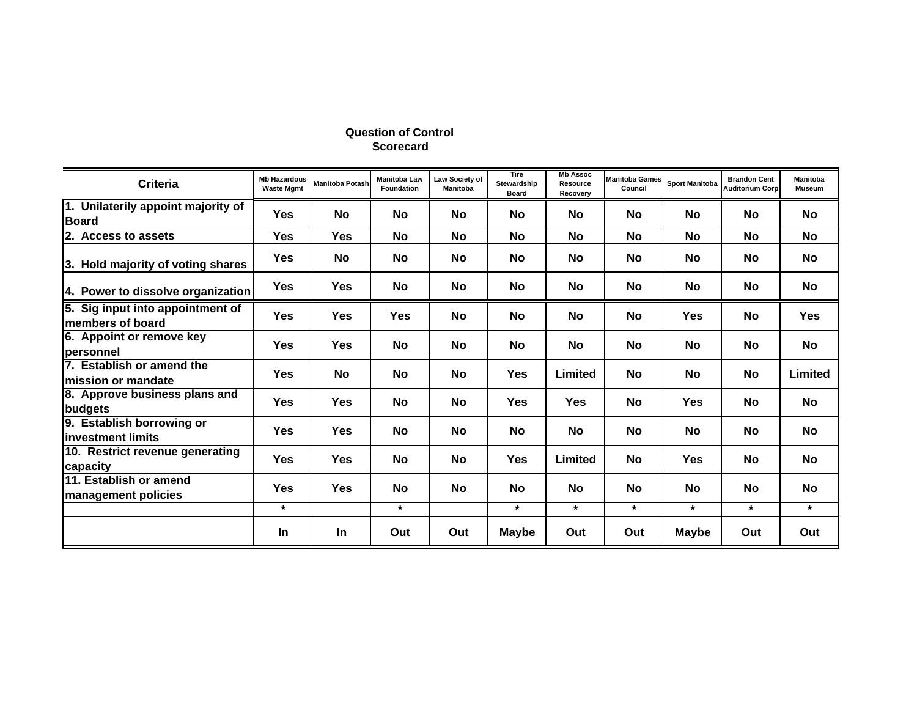**Question of Control Scorecard**

| Criteria | Mb Hazardous Waste Mgmt | Manitoba Potash | Manitoba Law Foundation | Law Society of Manitoba | Tire Stewardship Board | Mb Assoc Resource Recovery | Manitoba Games Council | Sport Manitoba | Brandon Cent Auditorium Corp | Manitoba Museum |
|---|---|---|---|---|---|---|---|---|---|---|
| 1. Unilaterily appoint majority of Board | Yes | No | No | No | No | No | No | No | No | No |
| 2. Access to assets | Yes | Yes | No | No | No | No | No | No | No | No |
| 3. Hold majority of voting shares | Yes | No | No | No | No | No | No | No | No | No |
| 4. Power to dissolve organization | Yes | Yes | No | No | No | No | No | No | No | No |
| 5. Sig input into appointment of members of board | Yes | Yes | Yes | No | No | No | No | Yes | No | Yes |
| 6. Appoint or remove key personnel | Yes | Yes | No | No | No | No | No | No | No | No |
| 7. Establish or amend the mission or mandate | Yes | No | No | No | Yes | Limited | No | No | No | Limited |
| 8. Approve business plans and budgets | Yes | Yes | No | No | Yes | Yes | No | Yes | No | No |
| 9. Establish borrowing or investment limits | Yes | Yes | No | No | No | No | No | No | No | No |
| 10. Restrict revenue generating capacity | Yes | Yes | No | No | Yes | Limited | No | Yes | No | No |
| 11. Establish or amend management policies | Yes | Yes | No | No | No | No | No | No | No | No |
| | * | | * | | * | * | * | * | * | * |
| | In | In | Out | Out | Maybe | Out | Out | Maybe | Out | Out |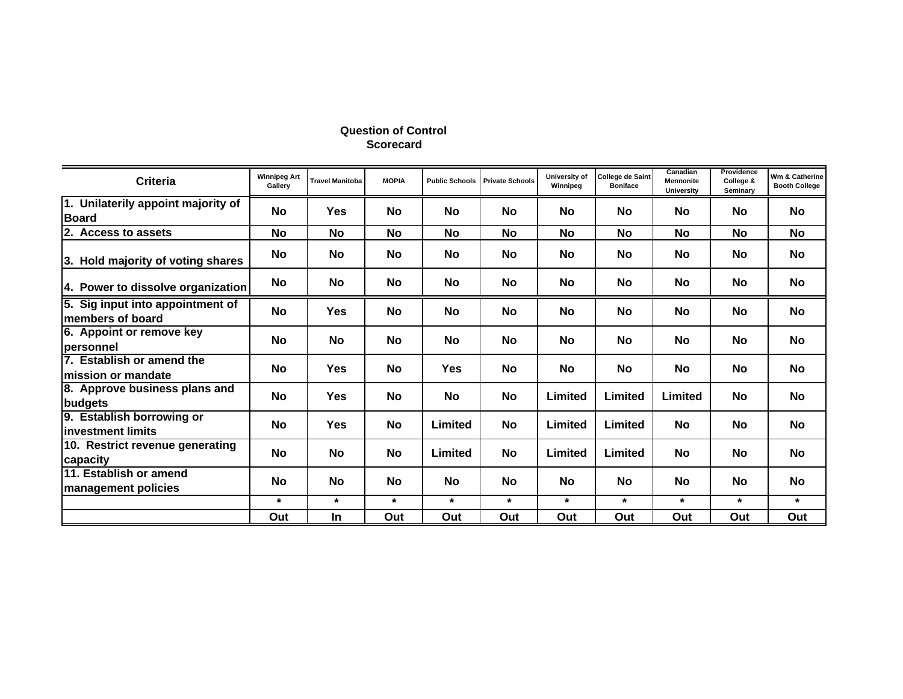**Question of Control**
**Scorecard**

| Criteria | Winnipeg Art Gallery | Travel Manitoba | MOPIA | Public Schools | Private Schools | University of Winnipeg | College de Saint Boniface | Canadian Mennonite University | Providence College & Seminary | Wm & Catherine Booth College |
|---|---|---|---|---|---|---|---|---|---|---|
| 1. Unilaterily appoint majority of Board | No | Yes | No | No | No | No | No | No | No | No |
| 2. Access to assets | No | No | No | No | No | No | No | No | No | No |
| 3. Hold majority of voting shares | No | No | No | No | No | No | No | No | No | No |
| 4. Power to dissolve organization | No | No | No | No | No | No | No | No | No | No |
| 5. Sig input into appointment of members of board | No | Yes | No | No | No | No | No | No | No | No |
| 6. Appoint or remove key personnel | No | No | No | No | No | No | No | No | No | No |
| 7. Establish or amend the mission or mandate | No | Yes | No | Yes | No | No | No | No | No | No |
| 8. Approve business plans and budgets | No | Yes | No | No | No | Limited | Limited | Limited | No | No |
| 9. Establish borrowing or investment limits | No | Yes | No | Limited | No | Limited | Limited | No | No | No |
| 10. Restrict revenue generating capacity | No | No | No | Limited | No | Limited | Limited | No | No | No |
| 11. Establish or amend management policies | No | No | No | No | No | No | No | No | No | No |
| | * | * | * | * | * | * | * | * | * | * |
| | Out | In | Out | Out | Out | Out | Out | Out | Out | Out |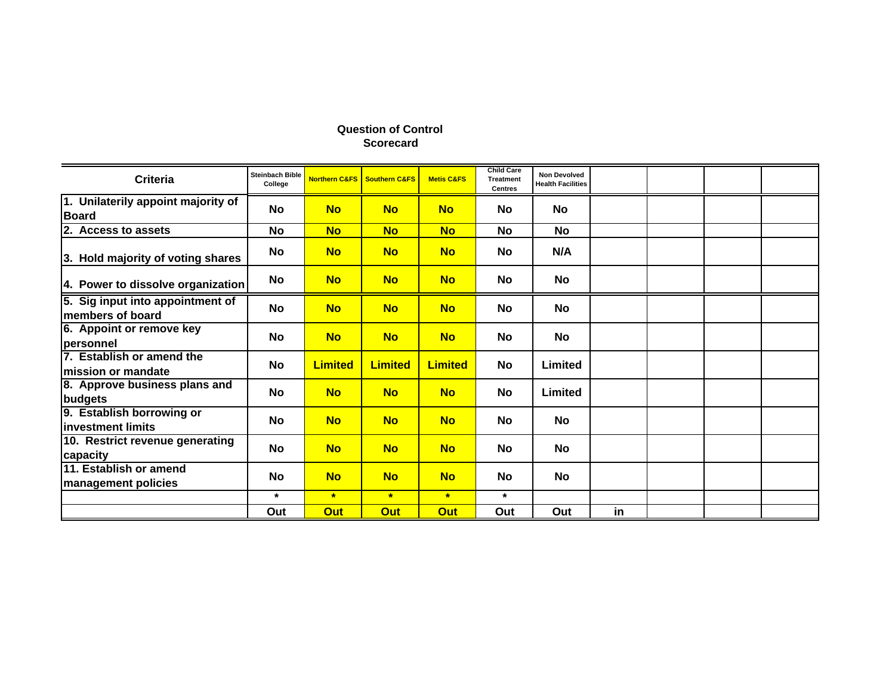**Question of Control**
**Scorecard**

| Criteria | Steinbach Bible College | Northern C&FS | Southern C&FS | Metis C&FS | Child Care Treatment Centres | Non Devolved Health Facilities | | | | |
|---|---|---|---|---|---|---|---|---|---|---|
| 1. Unilaterily appoint majority of Board | No | No | No | No | No | No | | | | |
| 2. Access to assets | No | No | No | No | No | No | | | | |
| 3. Hold majority of voting shares | No | No | No | No | No | N/A | | | | |
| 4. Power to dissolve organization | No | No | No | No | No | No | | | | |
| 5. Sig input into appointment of members of board | No | No | No | No | No | No | | | | |
| 6. Appoint or remove key personnel | No | No | No | No | No | No | | | | |
| 7. Establish or amend the mission or mandate | No | Limited | Limited | Limited | No | Limited | | | | |
| 8. Approve business plans and budgets | No | No | No | No | No | Limited | | | | |
| 9. Establish borrowing or investment limits | No | No | No | No | No | No | | | | |
| 10. Restrict revenue generating capacity | No | No | No | No | No | No | | | | |
| 11. Establish or amend management policies | No | No | No | No | No | No | | | | |
| | * | * | * | * | * | | | | | |
| | Out | Out | Out | Out | Out | Out | in | | | |